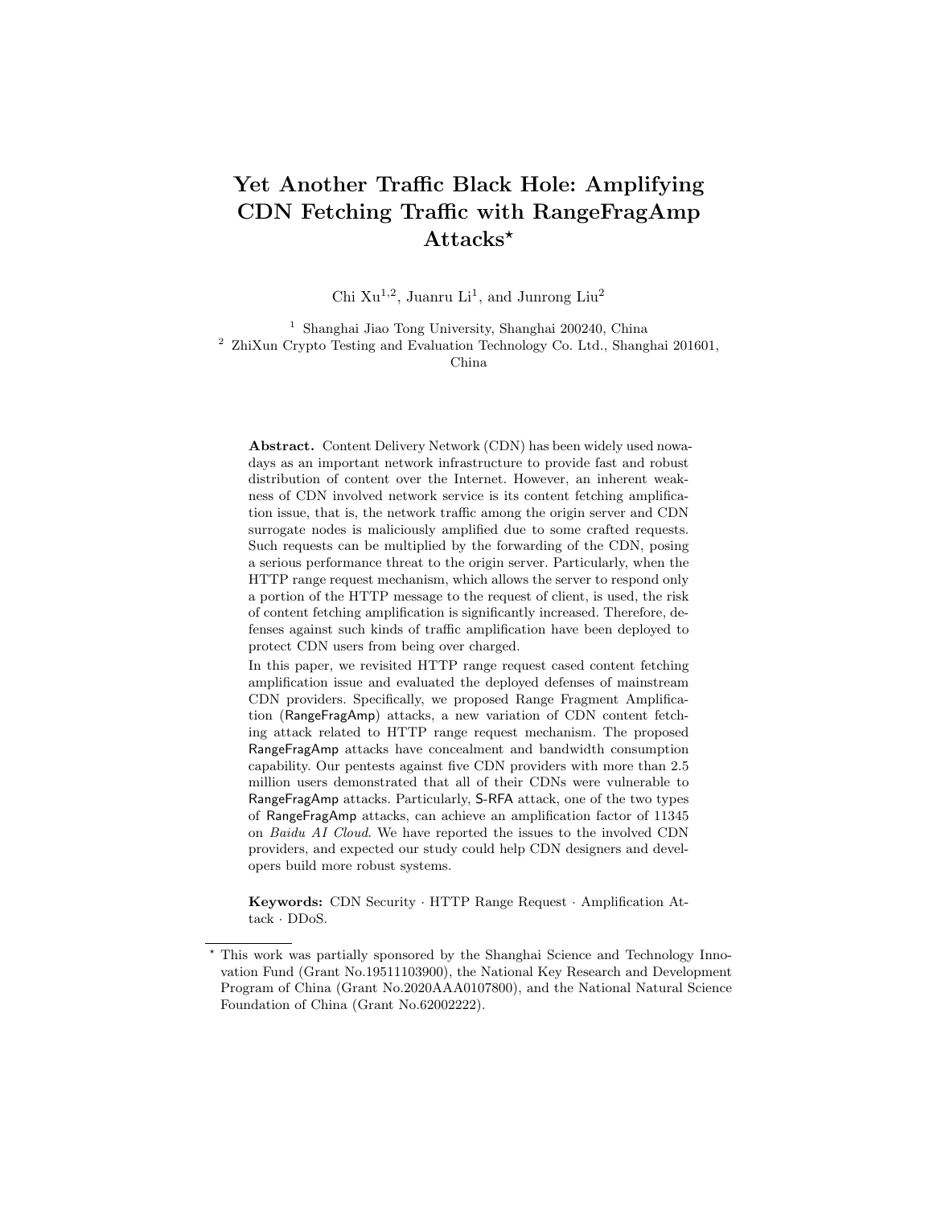# Yet Another Traffic Black Hole: Amplifying CDN Fetching Traffic with RangeFragAmp Attacks*

Chi Xu[1,2], Juanru Li[1], and Junrong Liu[2]

[1] Shanghai Jiao Tong University, Shanghai 200240, China
[2] ZhiXun Crypto Testing and Evaluation Technology Co. Ltd., Shanghai 201601, China

**Abstract.** Content Delivery Network (CDN) has been widely used nowadays as an important network infrastructure to provide fast and robust distribution of content over the Internet. However, an inherent weakness of CDN involved network service is its content fetching amplification issue, that is, the network traffic among the origin server and CDN surrogate nodes is maliciously amplified due to some crafted requests. Such requests can be multiplied by the forwarding of the CDN, posing a serious performance threat to the origin server. Particularly, when the HTTP range request mechanism, which allows the server to respond only a portion of the HTTP message to the request of client, is used, the risk of content fetching amplification is significantly increased. Therefore, defenses against such kinds of traffic amplification have been deployed to protect CDN users from being over charged.

In this paper, we revisited HTTP range request cased content fetching amplification issue and evaluated the deployed defenses of mainstream CDN providers. Specifically, we proposed Range Fragment Amplification (RangeFragAmp) attacks, a new variation of CDN content fetching attack related to HTTP range request mechanism. The proposed RangeFragAmp attacks have concealment and bandwidth consumption capability. Our pentests against five CDN providers with more than 2.5 million users demonstrated that all of their CDNs were vulnerable to RangeFragAmp attacks. Particularly, S-RFA attack, one of the two types of RangeFragAmp attacks, can achieve an amplification factor of 11345 on *Baidu AI Cloud*. We have reported the issues to the involved CDN providers, and expected our study could help CDN designers and developers build more robust systems.

**Keywords:** CDN Security · HTTP Range Request · Amplification Attack · DDoS.

---

* This work was partially sponsored by the Shanghai Science and Technology Innovation Fund (Grant No.19511103900), the National Key Research and Development Program of China (Grant No.2020AAA0107800), and the National Natural Science Foundation of China (Grant No.62002222).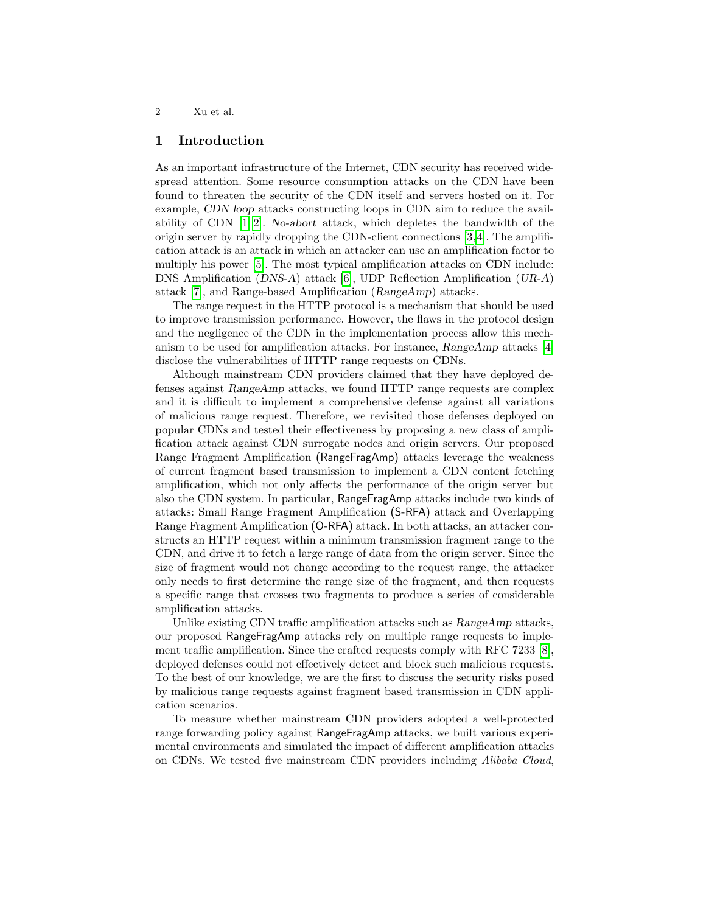## 1 Introduction

As an important infrastructure of the Internet, CDN security has received widespread attention. Some resource consumption attacks on the CDN have been found to threaten the security of the CDN itself and servers hosted on it. For example, *CDN loop* attacks constructing loops in CDN aim to reduce the availability of CDN [1,2]. *No-abort* attack, which depletes the bandwidth of the origin server by rapidly dropping the CDN-client connections [3,4]. The amplification attack is an attack in which an attacker can use an amplification factor to multiply his power [5]. The most typical amplification attacks on CDN include: DNS Amplification (*DNS-A*) attack [6], UDP Reflection Amplification (*UR-A*) attack [7], and Range-based Amplification (*RangeAmp*) attacks.

The range request in the HTTP protocol is a mechanism that should be used to improve transmission performance. However, the flaws in the protocol design and the negligence of the CDN in the implementation process allow this mechanism to be used for amplification attacks. For instance, *RangeAmp* attacks [4] disclose the vulnerabilities of HTTP range requests on CDNs.

Although mainstream CDN providers claimed that they have deployed defenses against *RangeAmp* attacks, we found HTTP range requests are complex and it is difficult to implement a comprehensive defense against all variations of malicious range request. Therefore, we revisited those defenses deployed on popular CDNs and tested their effectiveness by proposing a new class of amplification attack against CDN surrogate nodes and origin servers. Our proposed Range Fragment Amplification (RangeFragAmp) attacks leverage the weakness of current fragment based transmission to implement a CDN content fetching amplification, which not only affects the performance of the origin server but also the CDN system. In particular, RangeFragAmp attacks include two kinds of attacks: Small Range Fragment Amplification (S-RFA) attack and Overlapping Range Fragment Amplification (O-RFA) attack. In both attacks, an attacker constructs an HTTP request within a minimum transmission fragment range to the CDN, and drive it to fetch a large range of data from the origin server. Since the size of fragment would not change according to the request range, the attacker only needs to first determine the range size of the fragment, and then requests a specific range that crosses two fragments to produce a series of considerable amplification attacks.

Unlike existing CDN traffic amplification attacks such as *RangeAmp* attacks, our proposed RangeFragAmp attacks rely on multiple range requests to implement traffic amplification. Since the crafted requests comply with RFC 7233 [8], deployed defenses could not effectively detect and block such malicious requests. To the best of our knowledge, we are the first to discuss the security risks posed by malicious range requests against fragment based transmission in CDN application scenarios.

To measure whether mainstream CDN providers adopted a well-protected range forwarding policy against RangeFragAmp attacks, we built various experimental environments and simulated the impact of different amplification attacks on CDNs. We tested five mainstream CDN providers including *Alibaba Cloud*,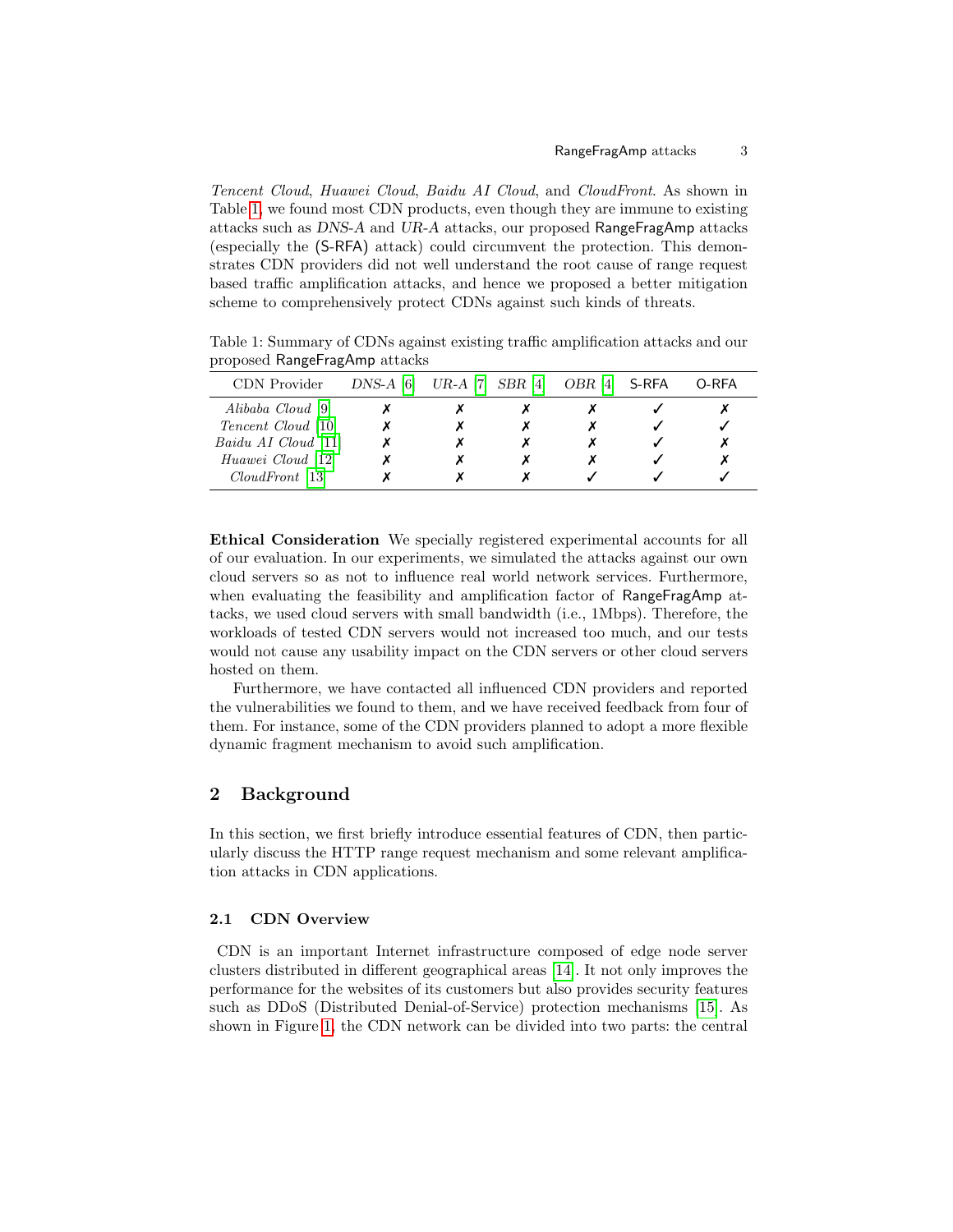*Tencent Cloud*, *Huawei Cloud*, *Baidu AI Cloud*, and *CloudFront*. As shown in Table 1, we found most CDN products, even though they are immune to existing attacks such as *DNS-A* and *UR-A* attacks, our proposed RangeFragAmp attacks (especially the (S-RFA) attack) could circumvent the protection. This demonstrates CDN providers did not well understand the root cause of range request based traffic amplification attacks, and hence we proposed a better mitigation scheme to comprehensively protect CDNs against such kinds of threats.

Table 1: Summary of CDNs against existing traffic amplification attacks and our proposed RangeFragAmp attacks

| CDN Provider | *DNS-A* [6] | *UR-A* [7] | *SBR* [4] | *OBR* [4] | S-RFA | O-RFA |
|---|---|---|---|---|---|---|
| *Alibaba Cloud* [9] | ✗ | ✗ | ✗ | ✗ | ✓ | ✗ |
| *Tencent Cloud* [10] | ✗ | ✗ | ✗ | ✗ | ✓ | ✓ |
| *Baidu AI Cloud* [11] | ✗ | ✗ | ✗ | ✗ | ✓ | ✗ |
| *Huawei Cloud* [12] | ✗ | ✗ | ✗ | ✗ | ✓ | ✗ |
| *CloudFront* [13] | ✗ | ✗ | ✗ | ✓ | ✓ | ✓ |

**Ethical Consideration** We specially registered experimental accounts for all of our evaluation. In our experiments, we simulated the attacks against our own cloud servers so as not to influence real world network services. Furthermore, when evaluating the feasibility and amplification factor of RangeFragAmp attacks, we used cloud servers with small bandwidth (i.e., 1Mbps). Therefore, the workloads of tested CDN servers would not increased too much, and our tests would not cause any usability impact on the CDN servers or other cloud servers hosted on them.

Furthermore, we have contacted all influenced CDN providers and reported the vulnerabilities we found to them, and we have received feedback from four of them. For instance, some of the CDN providers planned to adopt a more flexible dynamic fragment mechanism to avoid such amplification.

## 2 Background

In this section, we first briefly introduce essential features of CDN, then particularly discuss the HTTP range request mechanism and some relevant amplification attacks in CDN applications.

### 2.1 CDN Overview

CDN is an important Internet infrastructure composed of edge node server clusters distributed in different geographical areas [14]. It not only improves the performance for the websites of its customers but also provides security features such as DDoS (Distributed Denial-of-Service) protection mechanisms [15]. As shown in Figure 1, the CDN network can be divided into two parts: the central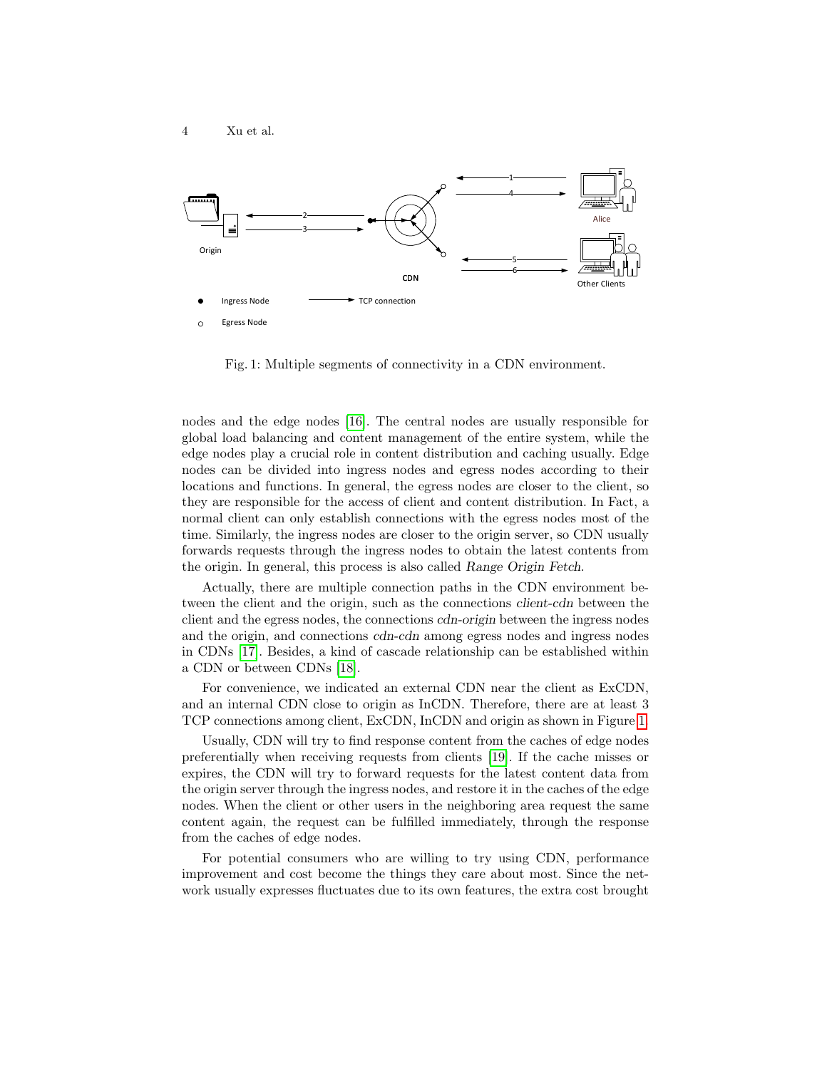Fig. 1: Multiple segments of connectivity in a CDN environment.

nodes and the edge nodes [16]. The central nodes are usually responsible for global load balancing and content management of the entire system, while the edge nodes play a crucial role in content distribution and caching usually. Edge nodes can be divided into ingress nodes and egress nodes according to their locations and functions. In general, the egress nodes are closer to the client, so they are responsible for the access of client and content distribution. In Fact, a normal client can only establish connections with the egress nodes most of the time. Similarly, the ingress nodes are closer to the origin server, so CDN usually forwards requests through the ingress nodes to obtain the latest contents from the origin. In general, this process is also called *Range Origin Fetch*.

Actually, there are multiple connection paths in the CDN environment between the client and the origin, such as the connections *client-cdn* between the client and the egress nodes, the connections *cdn-origin* between the ingress nodes and the origin, and connections *cdn-cdn* among egress nodes and ingress nodes in CDNs [17]. Besides, a kind of cascade relationship can be established within a CDN or between CDNs [18].

For convenience, we indicated an external CDN near the client as ExCDN, and an internal CDN close to origin as InCDN. Therefore, there are at least 3 TCP connections among client, ExCDN, InCDN and origin as shown in Figure 1.

Usually, CDN will try to find response content from the caches of edge nodes preferentially when receiving requests from clients [19]. If the cache misses or expires, the CDN will try to forward requests for the latest content data from the origin server through the ingress nodes, and restore it in the caches of the edge nodes. When the client or other users in the neighboring area request the same content again, the request can be fulfilled immediately, through the response from the caches of edge nodes.

For potential consumers who are willing to try using CDN, performance improvement and cost become the things they care about most. Since the network usually expresses fluctuates due to its own features, the extra cost brought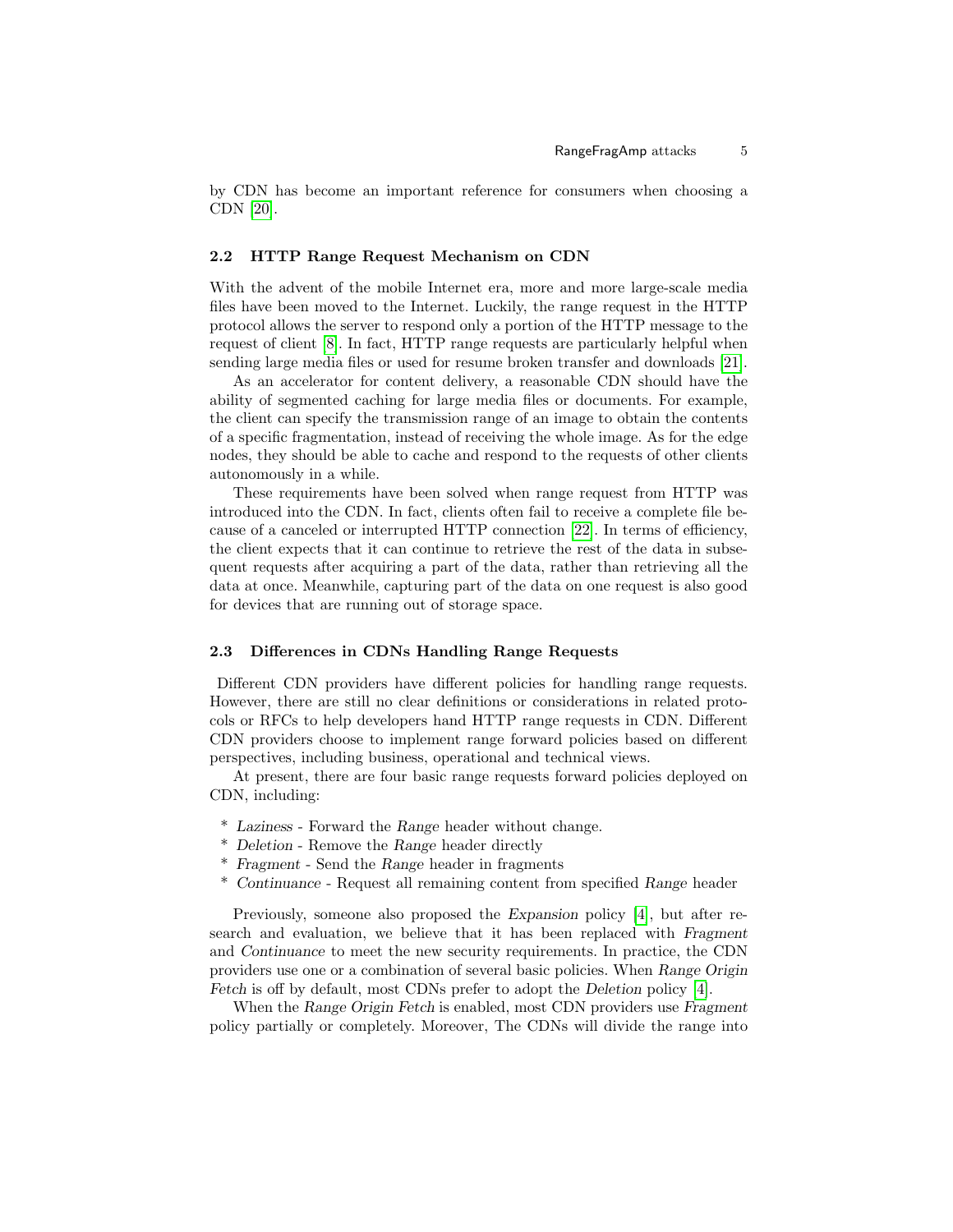by CDN has become an important reference for consumers when choosing a CDN [20].

### 2.2 HTTP Range Request Mechanism on CDN

With the advent of the mobile Internet era, more and more large-scale media files have been moved to the Internet. Luckily, the range request in the HTTP protocol allows the server to respond only a portion of the HTTP message to the request of client [8]. In fact, HTTP range requests are particularly helpful when sending large media files or used for resume broken transfer and downloads [21].

As an accelerator for content delivery, a reasonable CDN should have the ability of segmented caching for large media files or documents. For example, the client can specify the transmission range of an image to obtain the contents of a specific fragmentation, instead of receiving the whole image. As for the edge nodes, they should be able to cache and respond to the requests of other clients autonomously in a while.

These requirements have been solved when range request from HTTP was introduced into the CDN. In fact, clients often fail to receive a complete file because of a canceled or interrupted HTTP connection [22]. In terms of efficiency, the client expects that it can continue to retrieve the rest of the data in subsequent requests after acquiring a part of the data, rather than retrieving all the data at once. Meanwhile, capturing part of the data on one request is also good for devices that are running out of storage space.

### 2.3 Differences in CDNs Handling Range Requests

Different CDN providers have different policies for handling range requests. However, there are still no clear definitions or considerations in related protocols or RFCs to help developers hand HTTP range requests in CDN. Different CDN providers choose to implement range forward policies based on different perspectives, including business, operational and technical views.

At present, there are four basic range requests forward policies deployed on CDN, including:

* *Laziness* - Forward the *Range* header without change.
* *Deletion* - Remove the *Range* header directly
* *Fragment* - Send the *Range* header in fragments
* *Continuance* - Request all remaining content from specified *Range* header

Previously, someone also proposed the *Expansion* policy [4], but after research and evaluation, we believe that it has been replaced with *Fragment* and *Continuance* to meet the new security requirements. In practice, the CDN providers use one or a combination of several basic policies. When *Range Origin Fetch* is off by default, most CDNs prefer to adopt the *Deletion* policy [4].

When the *Range Origin Fetch* is enabled, most CDN providers use *Fragment* policy partially or completely. Moreover, The CDNs will divide the range into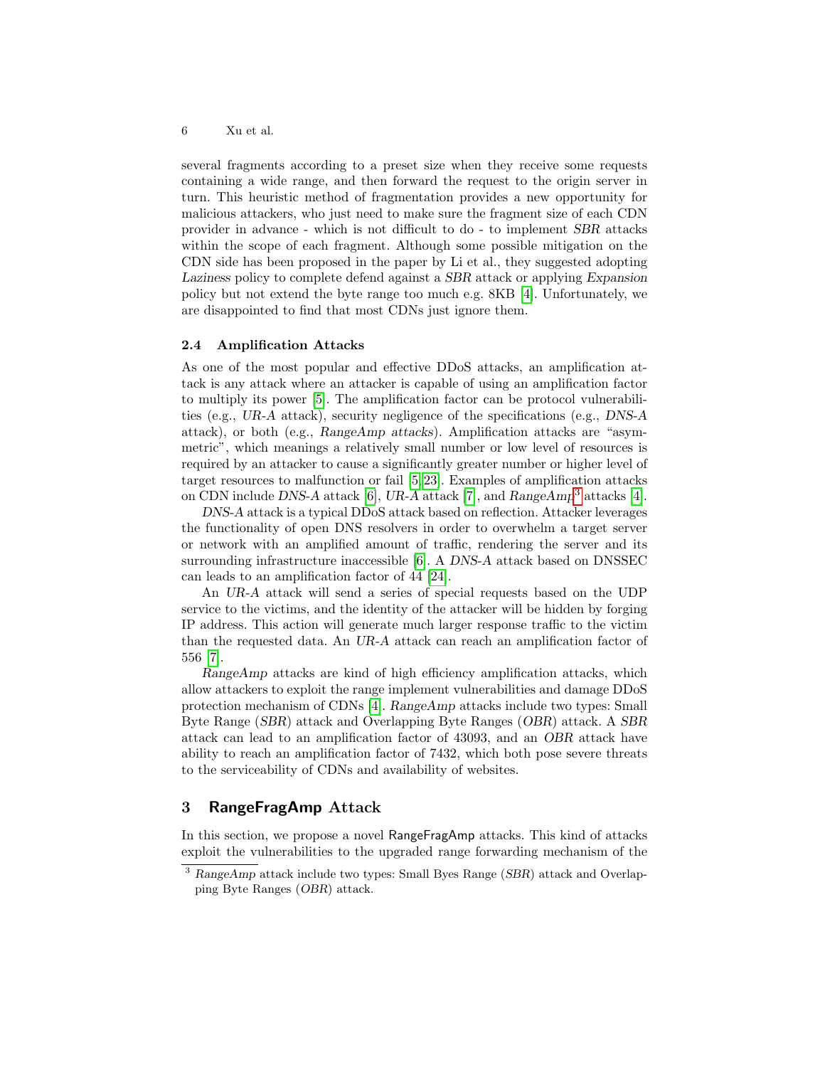several fragments according to a preset size when they receive some requests containing a wide range, and then forward the request to the origin server in turn. This heuristic method of fragmentation provides a new opportunity for malicious attackers, who just need to make sure the fragment size of each CDN provider in advance - which is not difficult to do - to implement *SBR* attacks within the scope of each fragment. Although some possible mitigation on the CDN side has been proposed in the paper by Li et al., they suggested adopting *Laziness* policy to complete defend against a *SBR* attack or applying *Expansion* policy but not extend the byte range too much e.g. 8KB [4]. Unfortunately, we are disappointed to find that most CDNs just ignore them.

### 2.4 Amplification Attacks

As one of the most popular and effective DDoS attacks, an amplification attack is any attack where an attacker is capable of using an amplification factor to multiply its power [5]. The amplification factor can be protocol vulnerabilities (e.g., *UR-A* attack), security negligence of the specifications (e.g., *DNS-A* attack), or both (e.g., *RangeAmp attacks*). Amplification attacks are "asymmetric", which meanings a relatively small number or low level of resources is required by an attacker to cause a significantly greater number or higher level of target resources to malfunction or fail [5,23]. Examples of amplification attacks on CDN include *DNS-A* attack [6], *UR-A* attack [7], and *RangeAmp*[3] attacks [4].

*DNS-A* attack is a typical DDoS attack based on reflection. Attacker leverages the functionality of open DNS resolvers in order to overwhelm a target server or network with an amplified amount of traffic, rendering the server and its surrounding infrastructure inaccessible [6]. A *DNS-A* attack based on DNSSEC can leads to an amplification factor of 44 [24].

An *UR-A* attack will send a series of special requests based on the UDP service to the victims, and the identity of the attacker will be hidden by forging IP address. This action will generate much larger response traffic to the victim than the requested data. An *UR-A* attack can reach an amplification factor of 556 [7].

*RangeAmp* attacks are kind of high efficiency amplification attacks, which allow attackers to exploit the range implement vulnerabilities and damage DDoS protection mechanism of CDNs [4]. *RangeAmp* attacks include two types: Small Byte Range (*SBR*) attack and Overlapping Byte Ranges (*OBR*) attack. A *SBR* attack can lead to an amplification factor of 43093, and an *OBR* attack have ability to reach an amplification factor of 7432, which both pose severe threats to the serviceability of CDNs and availability of websites.

## 3 RangeFragAmp Attack

In this section, we propose a novel RangeFragAmp attacks. This kind of attacks exploit the vulnerabilities to the upgraded range forwarding mechanism of the

[3] *RangeAmp* attack include two types: Small Byes Range (*SBR*) attack and Overlapping Byte Ranges (*OBR*) attack.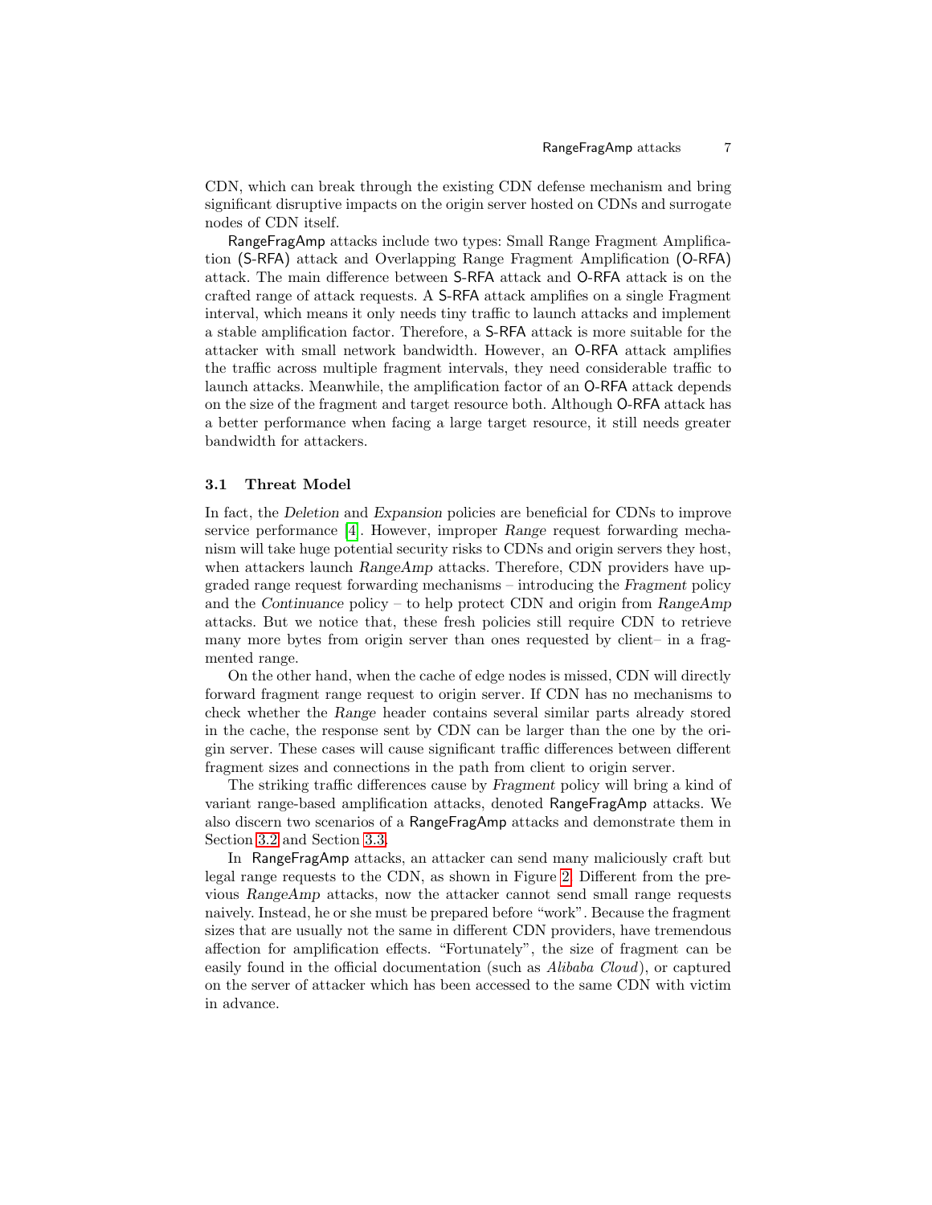CDN, which can break through the existing CDN defense mechanism and bring significant disruptive impacts on the origin server hosted on CDNs and surrogate nodes of CDN itself.

RangeFragAmp attacks include two types: Small Range Fragment Amplification (S-RFA) attack and Overlapping Range Fragment Amplification (O-RFA) attack. The main difference between S-RFA attack and O-RFA attack is on the crafted range of attack requests. A S-RFA attack amplifies on a single Fragment interval, which means it only needs tiny traffic to launch attacks and implement a stable amplification factor. Therefore, a S-RFA attack is more suitable for the attacker with small network bandwidth. However, an O-RFA attack amplifies the traffic across multiple fragment intervals, they need considerable traffic to launch attacks. Meanwhile, the amplification factor of an O-RFA attack depends on the size of the fragment and target resource both. Although O-RFA attack has a better performance when facing a large target resource, it still needs greater bandwidth for attackers.

### 3.1 Threat Model

In fact, the *Deletion* and *Expansion* policies are beneficial for CDNs to improve service performance [4]. However, improper *Range* request forwarding mechanism will take huge potential security risks to CDNs and origin servers they host, when attackers launch *RangeAmp* attacks. Therefore, CDN providers have upgraded range request forwarding mechanisms – introducing the *Fragment* policy and the *Continuance* policy – to help protect CDN and origin from *RangeAmp* attacks. But we notice that, these fresh policies still require CDN to retrieve many more bytes from origin server than ones requested by client– in a fragmented range.

On the other hand, when the cache of edge nodes is missed, CDN will directly forward fragment range request to origin server. If CDN has no mechanisms to check whether the *Range* header contains several similar parts already stored in the cache, the response sent by CDN can be larger than the one by the origin server. These cases will cause significant traffic differences between different fragment sizes and connections in the path from client to origin server.

The striking traffic differences cause by *Fragment* policy will bring a kind of variant range-based amplification attacks, denoted RangeFragAmp attacks. We also discern two scenarios of a RangeFragAmp attacks and demonstrate them in Section 3.2 and Section 3.3.

In RangeFragAmp attacks, an attacker can send many maliciously craft but legal range requests to the CDN, as shown in Figure 2. Different from the previous *RangeAmp* attacks, now the attacker cannot send small range requests naively. Instead, he or she must be prepared before "work". Because the fragment sizes that are usually not the same in different CDN providers, have tremendous affection for amplification effects. "Fortunately", the size of fragment can be easily found in the official documentation (such as *Alibaba Cloud*), or captured on the server of attacker which has been accessed to the same CDN with victim in advance.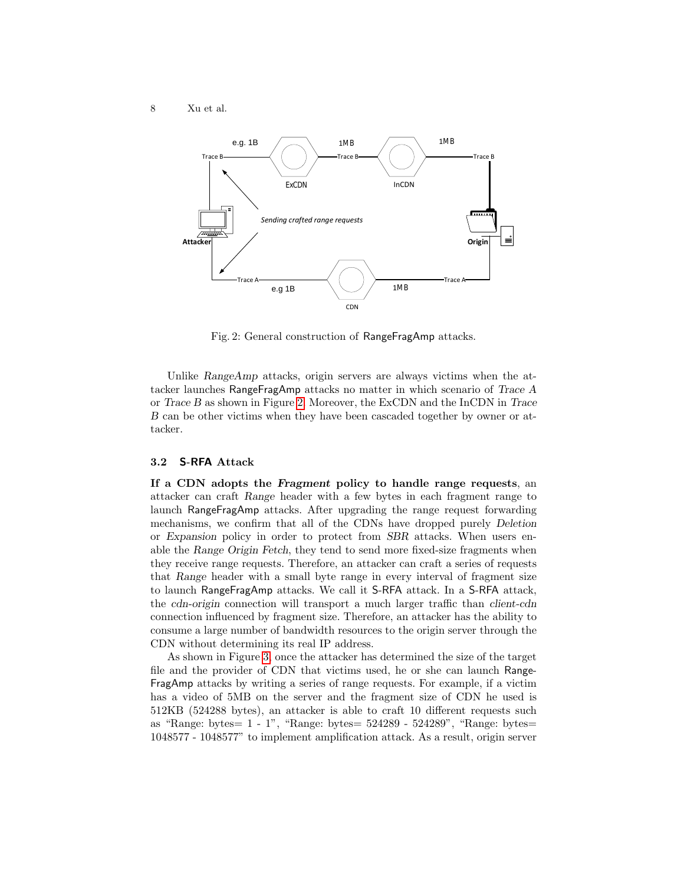Fig. 2: General construction of RangeFragAmp attacks.

Unlike *RangeAmp* attacks, origin servers are always victims when the attacker launches RangeFragAmp attacks no matter in which scenario of *Trace A* or *Trace B* as shown in Figure 2. Moreover, the ExCDN and the InCDN in *Trace B* can be other victims when they have been cascaded together by owner or attacker.

### 3.2 S-RFA Attack

**If a CDN adopts the *Fragment* policy to handle range requests**, an attacker can craft *Range* header with a few bytes in each fragment range to launch RangeFragAmp attacks. After upgrading the range request forwarding mechanisms, we confirm that all of the CDNs have dropped purely *Deletion* or *Expansion* policy in order to protect from *SBR* attacks. When users enable the *Range Origin Fetch*, they tend to send more fixed-size fragments when they receive range requests. Therefore, an attacker can craft a series of requests that *Range* header with a small byte range in every interval of fragment size to launch RangeFragAmp attacks. We call it S-RFA attack. In a S-RFA attack, the *cdn-origin* connection will transport a much larger traffic than *client-cdn* connection influenced by fragment size. Therefore, an attacker has the ability to consume a large number of bandwidth resources to the origin server through the CDN without determining its real IP address.

As shown in Figure 3, once the attacker has determined the size of the target file and the provider of CDN that victims used, he or she can launch RangeFragAmp attacks by writing a series of range requests. For example, if a victim has a video of 5MB on the server and the fragment size of CDN he used is 512KB (524288 bytes), an attacker is able to craft 10 different requests such as "Range: bytes= 1 - 1", "Range: bytes= 524289 - 524289", "Range: bytes= 1048577 - 1048577" to implement amplification attack. As a result, origin server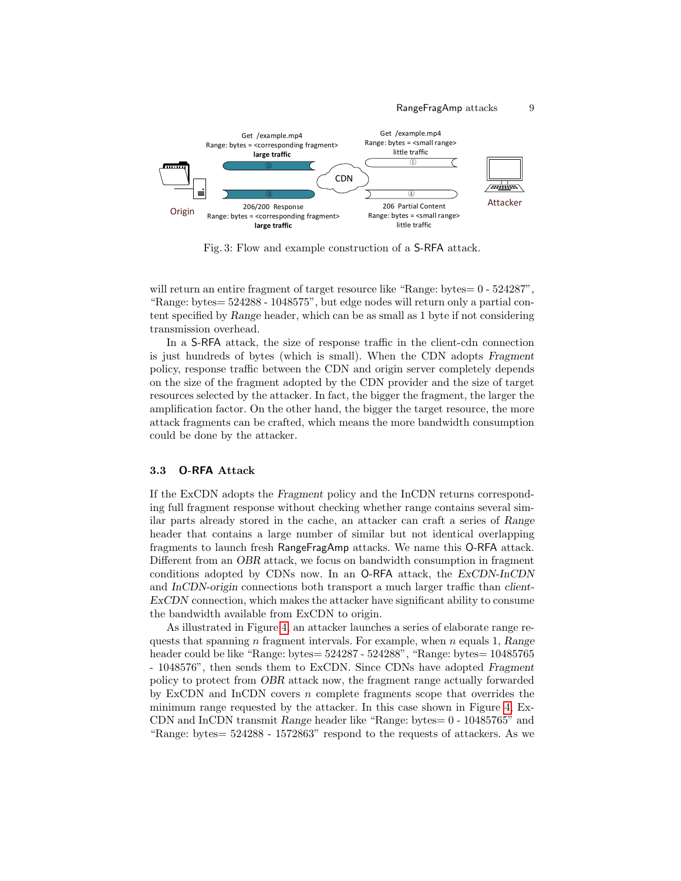Get /example.mp4
Range: bytes = <corresponding fragment>
**large traffic**

Get /example.mp4
Range: bytes = <small range>
little traffic

①

②

CDN

③

④

Origin

Attacker

206/200 Response
Range: bytes = <corresponding fragment>
**large traffic**

206 Partial Content
Range: bytes = <small range>
little traffic

Fig. 3: Flow and example construction of a S-RFA attack.

will return an entire fragment of target resource like "Range: bytes= 0 - 524287", "Range: bytes= 524288 - 1048575", but edge nodes will return only a partial content specified by *Range* header, which can be as small as 1 byte if not considering transmission overhead.

In a S-RFA attack, the size of response traffic in the client-cdn connection is just hundreds of bytes (which is small). When the CDN adopts *Fragment* policy, response traffic between the CDN and origin server completely depends on the size of the fragment adopted by the CDN provider and the size of target resources selected by the attacker. In fact, the bigger the fragment, the larger the amplification factor. On the other hand, the bigger the target resource, the more attack fragments can be crafted, which means the more bandwidth consumption could be done by the attacker.

### 3.3 O-RFA Attack

If the ExCDN adopts the *Fragment* policy and the InCDN returns corresponding full fragment response without checking whether range contains several similar parts already stored in the cache, an attacker can craft a series of *Range* header that contains a large number of similar but not identical overlapping fragments to launch fresh RangeFragAmp attacks. We name this O-RFA attack. Different from an *OBR* attack, we focus on bandwidth consumption in fragment conditions adopted by CDNs now. In an O-RFA attack, the *ExCDN-InCDN* and *InCDN-origin* connections both transport a much larger traffic than *client-ExCDN* connection, which makes the attacker have significant ability to consume the bandwidth available from ExCDN to origin.

As illustrated in Figure 4, an attacker launches a series of elaborate range requests that spanning $n$ fragment intervals. For example, when $n$ equals 1, *Range* header could be like "Range: bytes= 524287 - 524288", "Range: bytes= 10485765 - 1048576", then sends them to ExCDN. Since CDNs have adopted *Fragment* policy to protect from *OBR* attack now, the fragment range actually forwarded by ExCDN and InCDN covers $n$ complete fragments scope that overrides the minimum range requested by the attacker. In this case shown in Figure 4, ExCDN and InCDN transmit *Range* header like "Range: bytes= 0 - 10485765" and "Range: bytes= 524288 - 1572863" respond to the requests of attackers. As we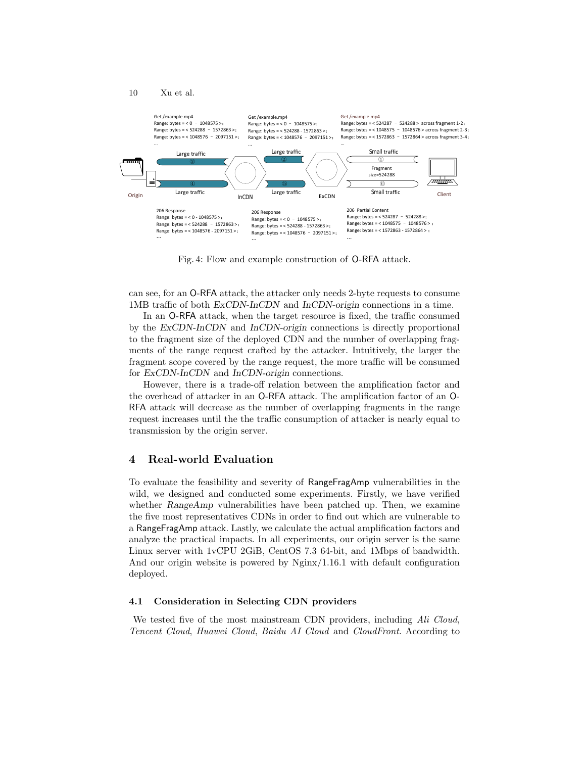Fig. 4: Flow and example construction of O-RFA attack.

can see, for an O-RFA attack, the attacker only needs 2-byte requests to consume 1MB traffic of both *ExCDN-InCDN* and *InCDN-origin* connections in a time.

In an O-RFA attack, when the target resource is fixed, the traffic consumed by the *ExCDN-InCDN* and *InCDN-origin* connections is directly proportional to the fragment size of the deployed CDN and the number of overlapping fragments of the range request crafted by the attacker. Intuitively, the larger the fragment scope covered by the range request, the more traffic will be consumed for *ExCDN-InCDN* and *InCDN-origin* connections.

However, there is a trade-off relation between the amplification factor and the overhead of attacker in an O-RFA attack. The amplification factor of an O-RFA attack will decrease as the number of overlapping fragments in the range request increases until the the traffic consumption of attacker is nearly equal to transmission by the origin server.

## 4 Real-world Evaluation

To evaluate the feasibility and severity of RangeFragAmp vulnerabilities in the wild, we designed and conducted some experiments. Firstly, we have verified whether *RangeAmp* vulnerabilities have been patched up. Then, we examine the five most representatives CDNs in order to find out which are vulnerable to a RangeFragAmp attack. Lastly, we calculate the actual amplification factors and analyze the practical impacts. In all experiments, our origin server is the same Linux server with 1vCPU 2GiB, CentOS 7.3 64-bit, and 1Mbps of bandwidth. And our origin website is powered by Nginx/1.16.1 with default configuration deployed.

### 4.1 Consideration in Selecting CDN providers

We tested five of the most mainstream CDN providers, including *Ali Cloud*, *Tencent Cloud*, *Huawei Cloud*, *Baidu AI Cloud* and *CloudFront*. According to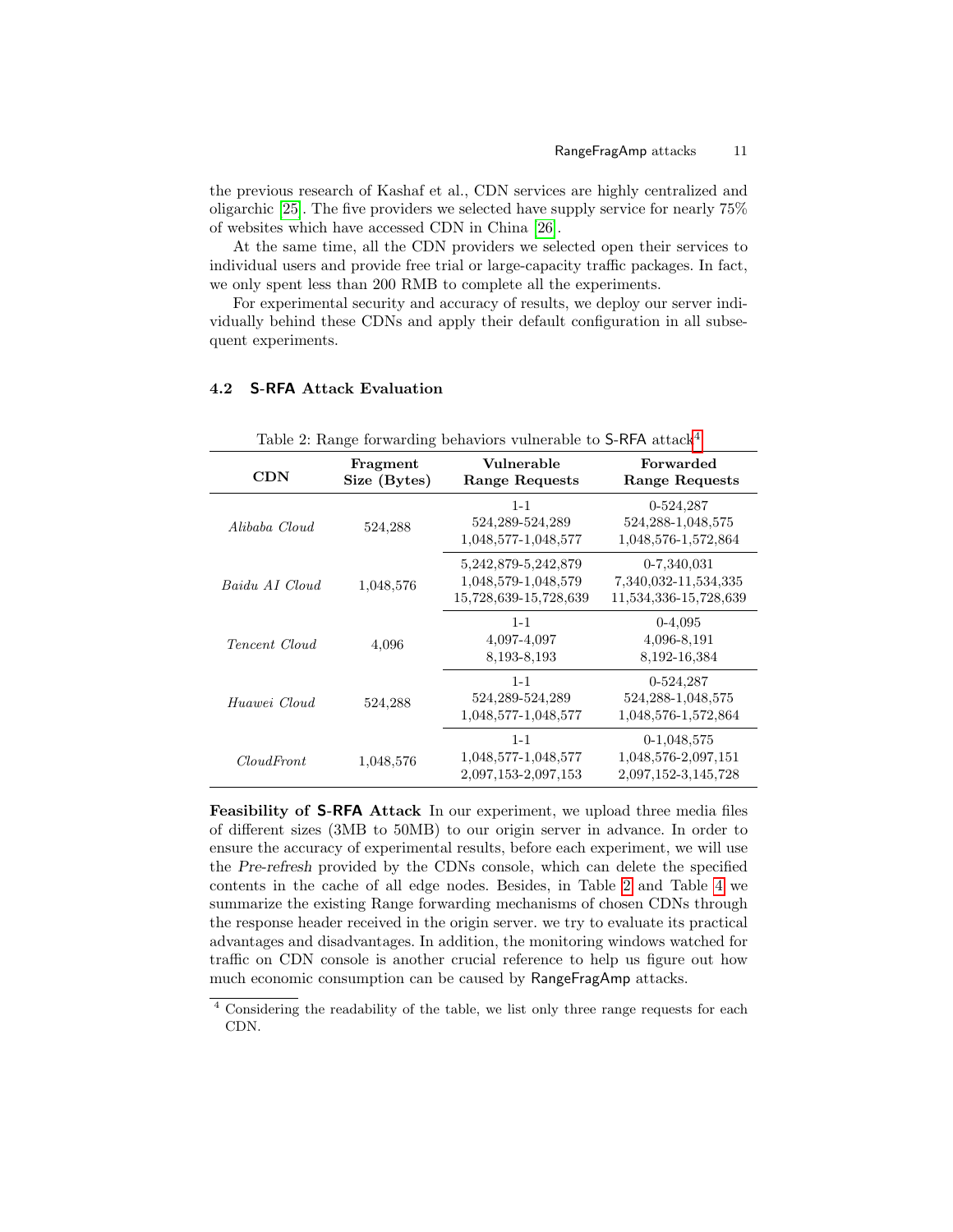the previous research of Kashaf et al., CDN services are highly centralized and oligarchic [25]. The five providers we selected have supply service for nearly 75% of websites which have accessed CDN in China [26].

At the same time, all the CDN providers we selected open their services to individual users and provide free trial or large-capacity traffic packages. In fact, we only spent less than 200 RMB to complete all the experiments.

For experimental security and accuracy of results, we deploy our server individually behind these CDNs and apply their default configuration in all subsequent experiments.

### 4.2 S-RFA Attack Evaluation

Table 2: Range forwarding behaviors vulnerable to S-RFA attack[4]

| CDN | Fragment Size (Bytes) | Vulnerable Range Requests | Forwarded Range Requests |
|---|---|---|---|
| *Alibaba Cloud* | 524,288 | 1-1<br>524,289-524,289<br>1,048,577-1,048,577 | 0-524,287<br>524,288-1,048,575<br>1,048,576-1,572,864 |
| *Baidu AI Cloud* | 1,048,576 | 5,242,879-5,242,879<br>1,048,579-1,048,579<br>15,728,639-15,728,639 | 0-7,340,031<br>7,340,032-11,534,335<br>11,534,336-15,728,639 |
| *Tencent Cloud* | 4,096 | 1-1<br>4,097-4,097<br>8,193-8,193 | 0-4,095<br>4,096-8,191<br>8,192-16,384 |
| *Huawei Cloud* | 524,288 | 1-1<br>524,289-524,289<br>1,048,577-1,048,577 | 0-524,287<br>524,288-1,048,575<br>1,048,576-1,572,864 |
| *CloudFront* | 1,048,576 | 1-1<br>1,048,577-1,048,577<br>2,097,153-2,097,153 | 0-1,048,575<br>1,048,576-2,097,151<br>2,097,152-3,145,728 |

**Feasibility of S-RFA Attack** In our experiment, we upload three media files of different sizes (3MB to 50MB) to our origin server in advance. In order to ensure the accuracy of experimental results, before each experiment, we will use the *Pre-refresh* provided by the CDNs console, which can delete the specified contents in the cache of all edge nodes. Besides, in Table 2 and Table 4 we summarize the existing Range forwarding mechanisms of chosen CDNs through the response header received in the origin server. we try to evaluate its practical advantages and disadvantages. In addition, the monitoring windows watched for traffic on CDN console is another crucial reference to help us figure out how much economic consumption can be caused by RangeFragAmp attacks.

[4] Considering the readability of the table, we list only three range requests for each CDN.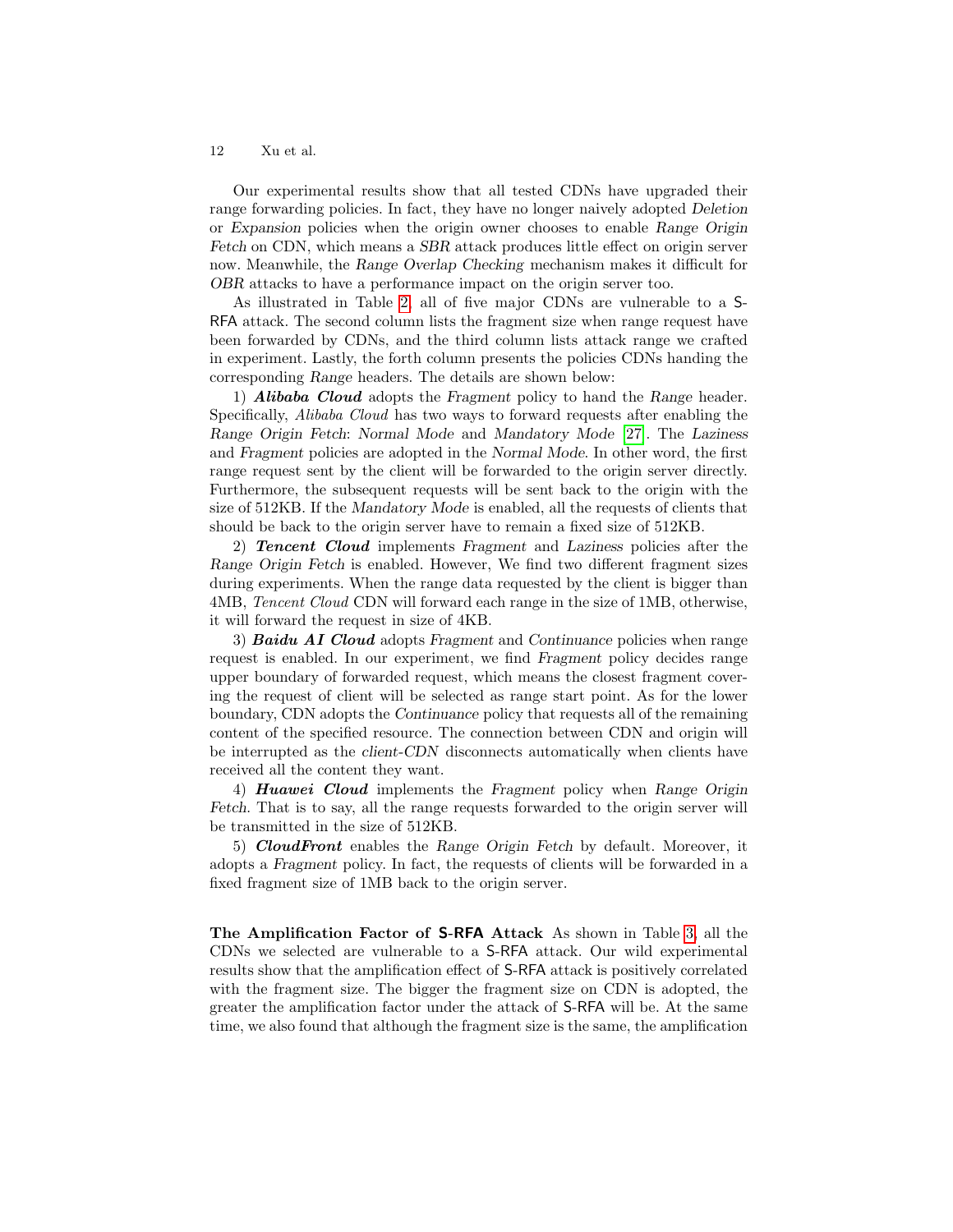Our experimental results show that all tested CDNs have upgraded their range forwarding policies. In fact, they have no longer naively adopted *Deletion* or *Expansion* policies when the origin owner chooses to enable *Range Origin Fetch* on CDN, which means a *SBR* attack produces little effect on origin server now. Meanwhile, the *Range Overlap Checking* mechanism makes it difficult for *OBR* attacks to have a performance impact on the origin server too.

As illustrated in Table 2, all of five major CDNs are vulnerable to a S-RFA attack. The second column lists the fragment size when range request have been forwarded by CDNs, and the third column lists attack range we crafted in experiment. Lastly, the forth column presents the policies CDNs handing the corresponding *Range* headers. The details are shown below:

1) ***Alibaba Cloud*** adopts the *Fragment* policy to hand the *Range* header. Specifically, *Alibaba Cloud* has two ways to forward requests after enabling the *Range Origin Fetch*: *Normal Mode* and *Mandatory Mode* [27]. The *Laziness* and *Fragment* policies are adopted in the *Normal Mode*. In other word, the first range request sent by the client will be forwarded to the origin server directly. Furthermore, the subsequent requests will be sent back to the origin with the size of 512KB. If the *Mandatory Mode* is enabled, all the requests of clients that should be back to the origin server have to remain a fixed size of 512KB.

2) ***Tencent Cloud*** implements *Fragment* and *Laziness* policies after the *Range Origin Fetch* is enabled. However, We find two different fragment sizes during experiments. When the range data requested by the client is bigger than 4MB, *Tencent Cloud* CDN will forward each range in the size of 1MB, otherwise, it will forward the request in size of 4KB.

3) ***Baidu AI Cloud*** adopts *Fragment* and *Continuance* policies when range request is enabled. In our experiment, we find *Fragment* policy decides range upper boundary of forwarded request, which means the closest fragment covering the request of client will be selected as range start point. As for the lower boundary, CDN adopts the *Continuance* policy that requests all of the remaining content of the specified resource. The connection between CDN and origin will be interrupted as the *client-CDN* disconnects automatically when clients have received all the content they want.

4) ***Huawei Cloud*** implements the *Fragment* policy when *Range Origin Fetch*. That is to say, all the range requests forwarded to the origin server will be transmitted in the size of 512KB.

5) ***CloudFront*** enables the *Range Origin Fetch* by default. Moreover, it adopts a *Fragment* policy. In fact, the requests of clients will be forwarded in a fixed fragment size of 1MB back to the origin server.

**The Amplification Factor of S-RFA Attack** As shown in Table 3, all the CDNs we selected are vulnerable to a S-RFA attack. Our wild experimental results show that the amplification effect of S-RFA attack is positively correlated with the fragment size. The bigger the fragment size on CDN is adopted, the greater the amplification factor under the attack of S-RFA will be. At the same time, we also found that although the fragment size is the same, the amplification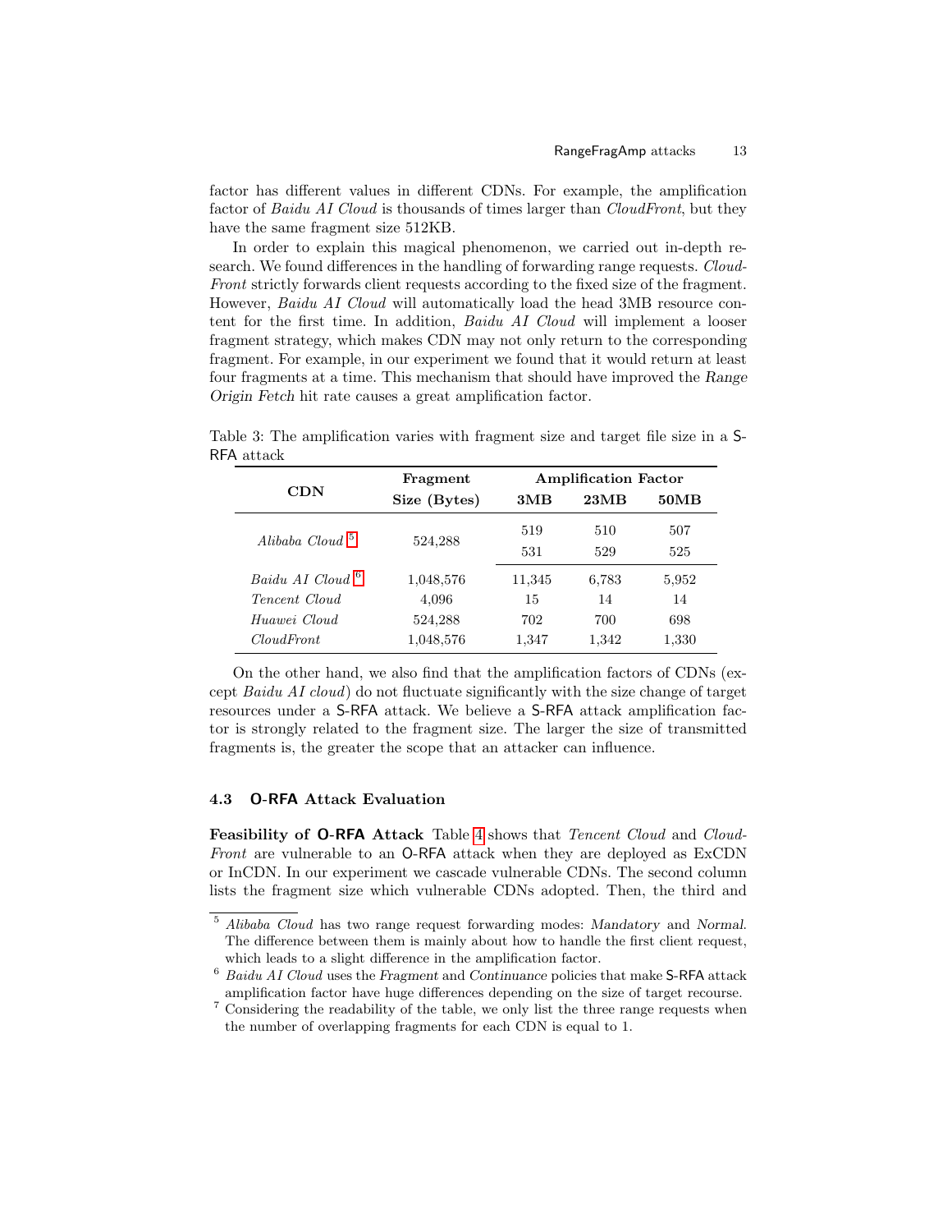factor has different values in different CDNs. For example, the amplification factor of *Baidu AI Cloud* is thousands of times larger than *CloudFront*, but they have the same fragment size 512KB.

In order to explain this magical phenomenon, we carried out in-depth research. We found differences in the handling of forwarding range requests. *CloudFront* strictly forwards client requests according to the fixed size of the fragment. However, *Baidu AI Cloud* will automatically load the head 3MB resource content for the first time. In addition, *Baidu AI Cloud* will implement a looser fragment strategy, which makes CDN may not only return to the corresponding fragment. For example, in our experiment we found that it would return at least four fragments at a time. This mechanism that should have improved the *Range Origin Fetch* hit rate causes a great amplification factor.

Table 3: The amplification varies with fragment size and target file size in a S-RFA attack

| CDN | Fragment Size (Bytes) | Amplification Factor | | |
|---|---|---|---|---|
| | | **3MB** | **23MB** | **50MB** |
| *Alibaba Cloud* [5] | 524,288 | 519 | 510 | 507 |
| | | 531 | 529 | 525 |
| *Baidu AI Cloud* [6] | 1,048,576 | 11,345 | 6,783 | 5,952 |
| *Tencent Cloud* | 4,096 | 15 | 14 | 14 |
| *Huawei Cloud* | 524,288 | 702 | 700 | 698 |
| *CloudFront* | 1,048,576 | 1,347 | 1,342 | 1,330 |

On the other hand, we also find that the amplification factors of CDNs (except *Baidu AI cloud*) do not fluctuate significantly with the size change of target resources under a S-RFA attack. We believe a S-RFA attack amplification factor is strongly related to the fragment size. The larger the size of transmitted fragments is, the greater the scope that an attacker can influence.

### 4.3 O-RFA Attack Evaluation

**Feasibility of O-RFA Attack** Table 4 shows that *Tencent Cloud* and *CloudFront* are vulnerable to an O-RFA attack when they are deployed as ExCDN or InCDN. In our experiment we cascade vulnerable CDNs. The second column lists the fragment size which vulnerable CDNs adopted. Then, the third and

---

[5] *Alibaba Cloud* has two range request forwarding modes: *Mandatory* and *Normal*. The difference between them is mainly about how to handle the first client request, which leads to a slight difference in the amplification factor.

[6] *Baidu AI Cloud* uses the *Fragment* and *Continuance* policies that make S-RFA attack amplification factor have huge differences depending on the size of target recourse.

[7] Considering the readability of the table, we only list the three range requests when the number of overlapping fragments for each CDN is equal to 1.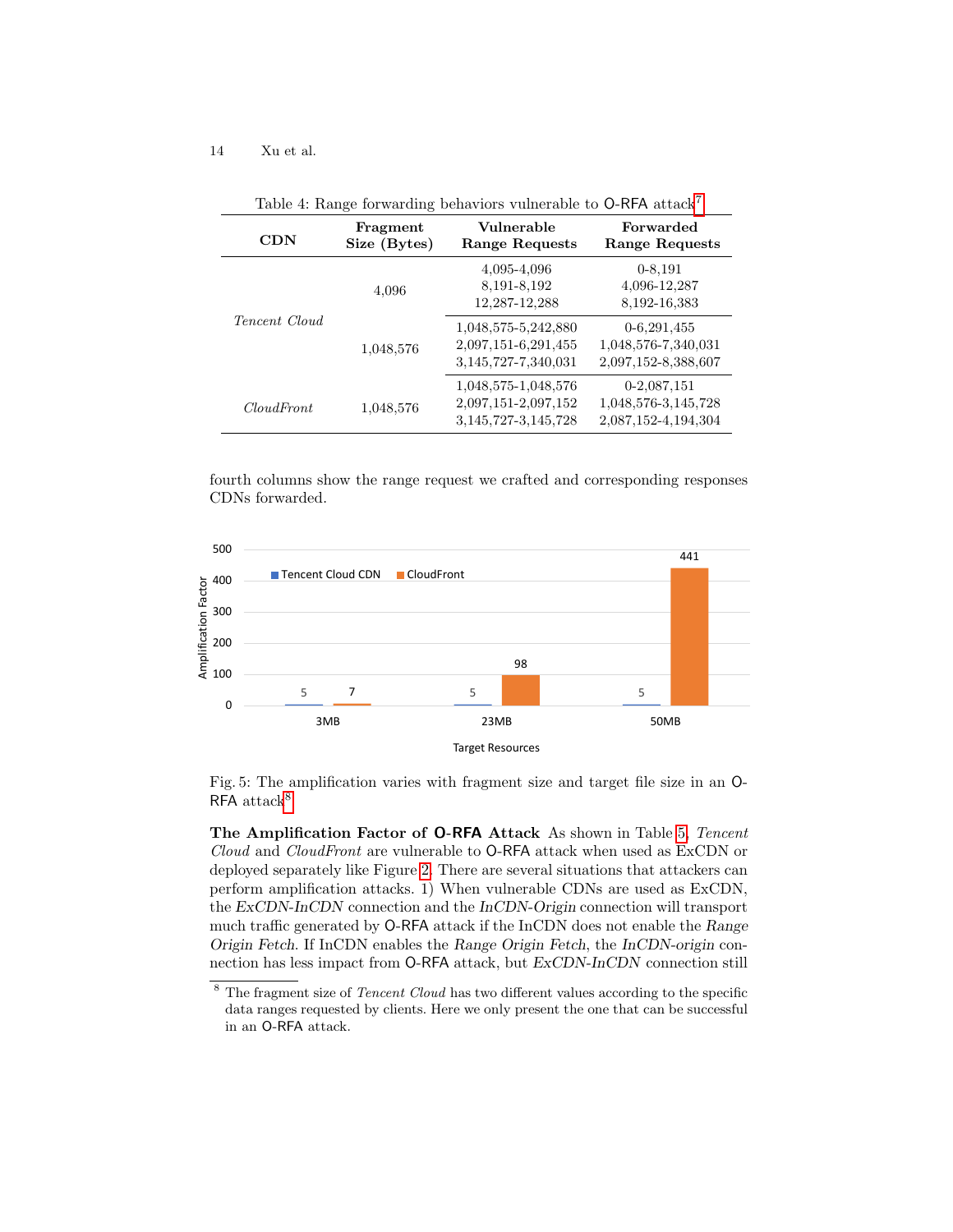Table 4: Range forwarding behaviors vulnerable to O-RFA attack[7]

| CDN | Fragment Size (Bytes) | Vulnerable Range Requests | Forwarded Range Requests |
|---|---|---|---|
| *Tencent Cloud* | 4,096 | 4,095-4,096<br>8,191-8,192<br>12,287-12,288 | 0-8,191<br>4,096-12,287<br>8,192-16,383 |
| | 1,048,576 | 1,048,575-5,242,880<br>2,097,151-6,291,455<br>3,145,727-7,340,031 | 0-6,291,455<br>1,048,576-7,340,031<br>2,097,152-8,388,607 |
| *CloudFront* | 1,048,576 | 1,048,575-1,048,576<br>2,097,151-2,097,152<br>3,145,727-3,145,728 | 0-2,087,151<br>1,048,576-3,145,728<br>2,087,152-4,194,304 |

fourth columns show the range request we crafted and corresponding responses CDNs forwarded.

Fig. 5: The amplification varies with fragment size and target file size in an O-RFA attack[8]

**The Amplification Factor of O-RFA Attack** As shown in Table 5, *Tencent Cloud* and *CloudFront* are vulnerable to O-RFA attack when used as ExCDN or deployed separately like Figure 2. There are several situations that attackers can perform amplification attacks. 1) When vulnerable CDNs are used as ExCDN, the *ExCDN-InCDN* connection and the *InCDN-Origin* connection will transport much traffic generated by O-RFA attack if the InCDN does not enable the *Range Origin Fetch*. If InCDN enables the *Range Origin Fetch*, the *InCDN-origin* connection has less impact from O-RFA attack, but *ExCDN-InCDN* connection still

[8] The fragment size of *Tencent Cloud* has two different values according to the specific data ranges requested by clients. Here we only present the one that can be successful in an O-RFA attack.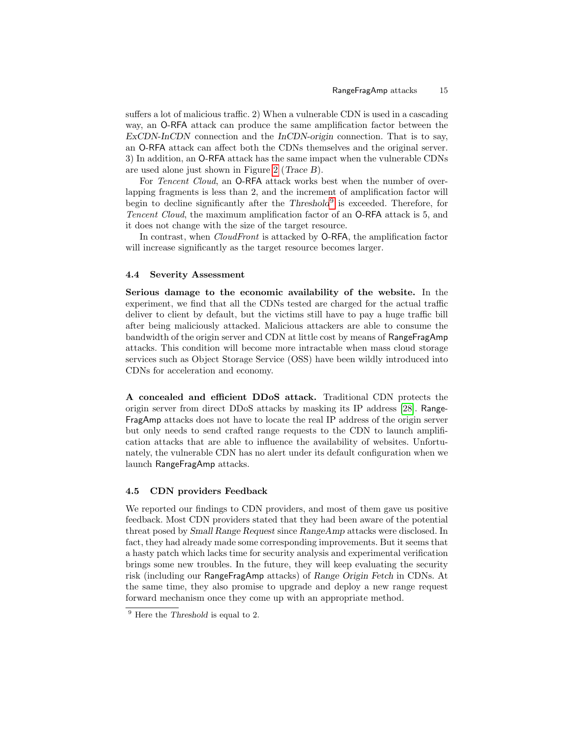suffers a lot of malicious traffic. 2) When a vulnerable CDN is used in a cascading way, an O-RFA attack can produce the same amplification factor between the *ExCDN-InCDN* connection and the *InCDN-origin* connection. That is to say, an O-RFA attack can affect both the CDNs themselves and the original server. 3) In addition, an O-RFA attack has the same impact when the vulnerable CDNs are used alone just shown in Figure 2 (*Trace B*).

For *Tencent Cloud*, an O-RFA attack works best when the number of overlapping fragments is less than 2, and the increment of amplification factor will begin to decline significantly after the *Threshold*[9] is exceeded. Therefore, for *Tencent Cloud*, the maximum amplification factor of an O-RFA attack is 5, and it does not change with the size of the target resource.

In contrast, when *CloudFront* is attacked by O-RFA, the amplification factor will increase significantly as the target resource becomes larger.

### 4.4 Severity Assessment

**Serious damage to the economic availability of the website.** In the experiment, we find that all the CDNs tested are charged for the actual traffic deliver to client by default, but the victims still have to pay a huge traffic bill after being maliciously attacked. Malicious attackers are able to consume the bandwidth of the origin server and CDN at little cost by means of RangeFragAmp attacks. This condition will become more intractable when mass cloud storage services such as Object Storage Service (OSS) have been wildly introduced into CDNs for acceleration and economy.

**A concealed and efficient DDoS attack.** Traditional CDN protects the origin server from direct DDoS attacks by masking its IP address [28]. RangeFragAmp attacks does not have to locate the real IP address of the origin server but only needs to send crafted range requests to the CDN to launch amplification attacks that are able to influence the availability of websites. Unfortunately, the vulnerable CDN has no alert under its default configuration when we launch RangeFragAmp attacks.

### 4.5 CDN providers Feedback

We reported our findings to CDN providers, and most of them gave us positive feedback. Most CDN providers stated that they had been aware of the potential threat posed by *Small Range Request* since *RangeAmp* attacks were disclosed. In fact, they had already made some corresponding improvements. But it seems that a hasty patch which lacks time for security analysis and experimental verification brings some new troubles. In the future, they will keep evaluating the security risk (including our RangeFragAmp attacks) of *Range Origin Fetch* in CDNs. At the same time, they also promise to upgrade and deploy a new range request forward mechanism once they come up with an appropriate method.

[9] Here the *Threshold* is equal to 2.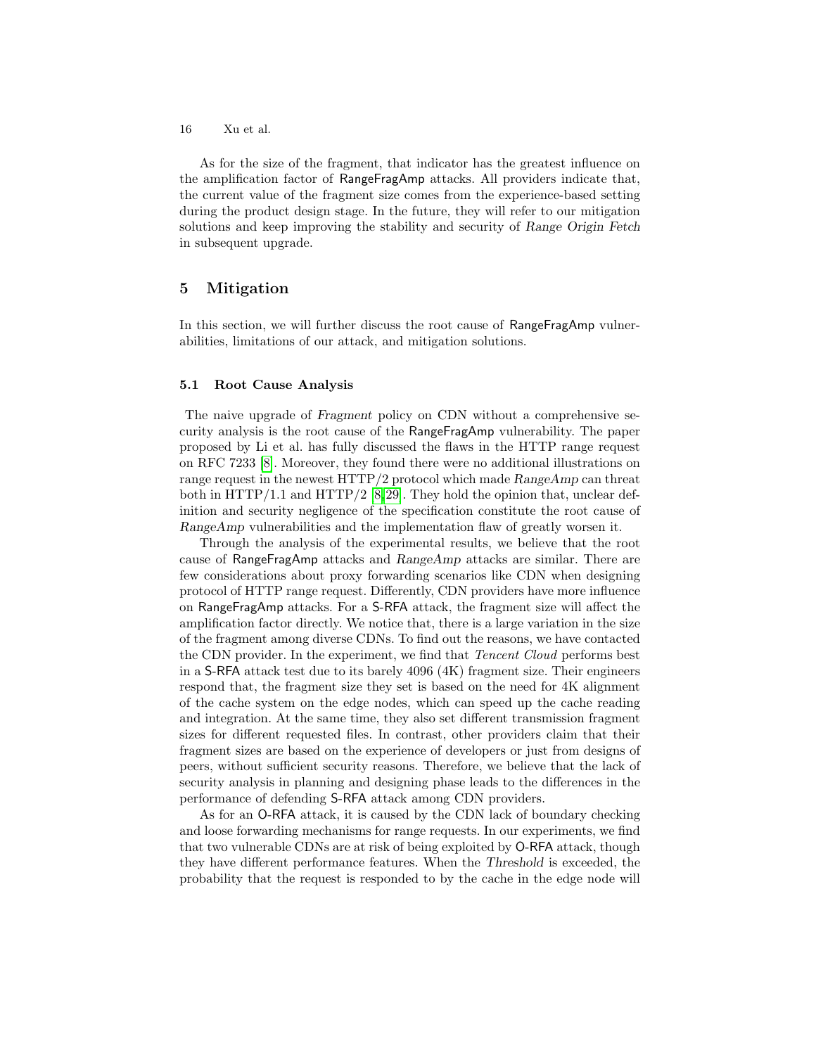As for the size of the fragment, that indicator has the greatest influence on the amplification factor of RangeFragAmp attacks. All providers indicate that, the current value of the fragment size comes from the experience-based setting during the product design stage. In the future, they will refer to our mitigation solutions and keep improving the stability and security of *Range Origin Fetch* in subsequent upgrade.

## 5 Mitigation

In this section, we will further discuss the root cause of RangeFragAmp vulnerabilities, limitations of our attack, and mitigation solutions.

### 5.1 Root Cause Analysis

The naive upgrade of *Fragment* policy on CDN without a comprehensive security analysis is the root cause of the RangeFragAmp vulnerability. The paper proposed by Li et al. has fully discussed the flaws in the HTTP range request on RFC 7233 [8]. Moreover, they found there were no additional illustrations on range request in the newest HTTP/2 protocol which made *RangeAmp* can threat both in HTTP/1.1 and HTTP/2 [8,29]. They hold the opinion that, unclear definition and security negligence of the specification constitute the root cause of *RangeAmp* vulnerabilities and the implementation flaw of greatly worsen it.

Through the analysis of the experimental results, we believe that the root cause of RangeFragAmp attacks and *RangeAmp* attacks are similar. There are few considerations about proxy forwarding scenarios like CDN when designing protocol of HTTP range request. Differently, CDN providers have more influence on RangeFragAmp attacks. For a S-RFA attack, the fragment size will affect the amplification factor directly. We notice that, there is a large variation in the size of the fragment among diverse CDNs. To find out the reasons, we have contacted the CDN provider. In the experiment, we find that *Tencent Cloud* performs best in a S-RFA attack test due to its barely 4096 (4K) fragment size. Their engineers respond that, the fragment size they set is based on the need for 4K alignment of the cache system on the edge nodes, which can speed up the cache reading and integration. At the same time, they also set different transmission fragment sizes for different requested files. In contrast, other providers claim that their fragment sizes are based on the experience of developers or just from designs of peers, without sufficient security reasons. Therefore, we believe that the lack of security analysis in planning and designing phase leads to the differences in the performance of defending S-RFA attack among CDN providers.

As for an O-RFA attack, it is caused by the CDN lack of boundary checking and loose forwarding mechanisms for range requests. In our experiments, we find that two vulnerable CDNs are at risk of being exploited by O-RFA attack, though they have different performance features. When the *Threshold* is exceeded, the probability that the request is responded to by the cache in the edge node will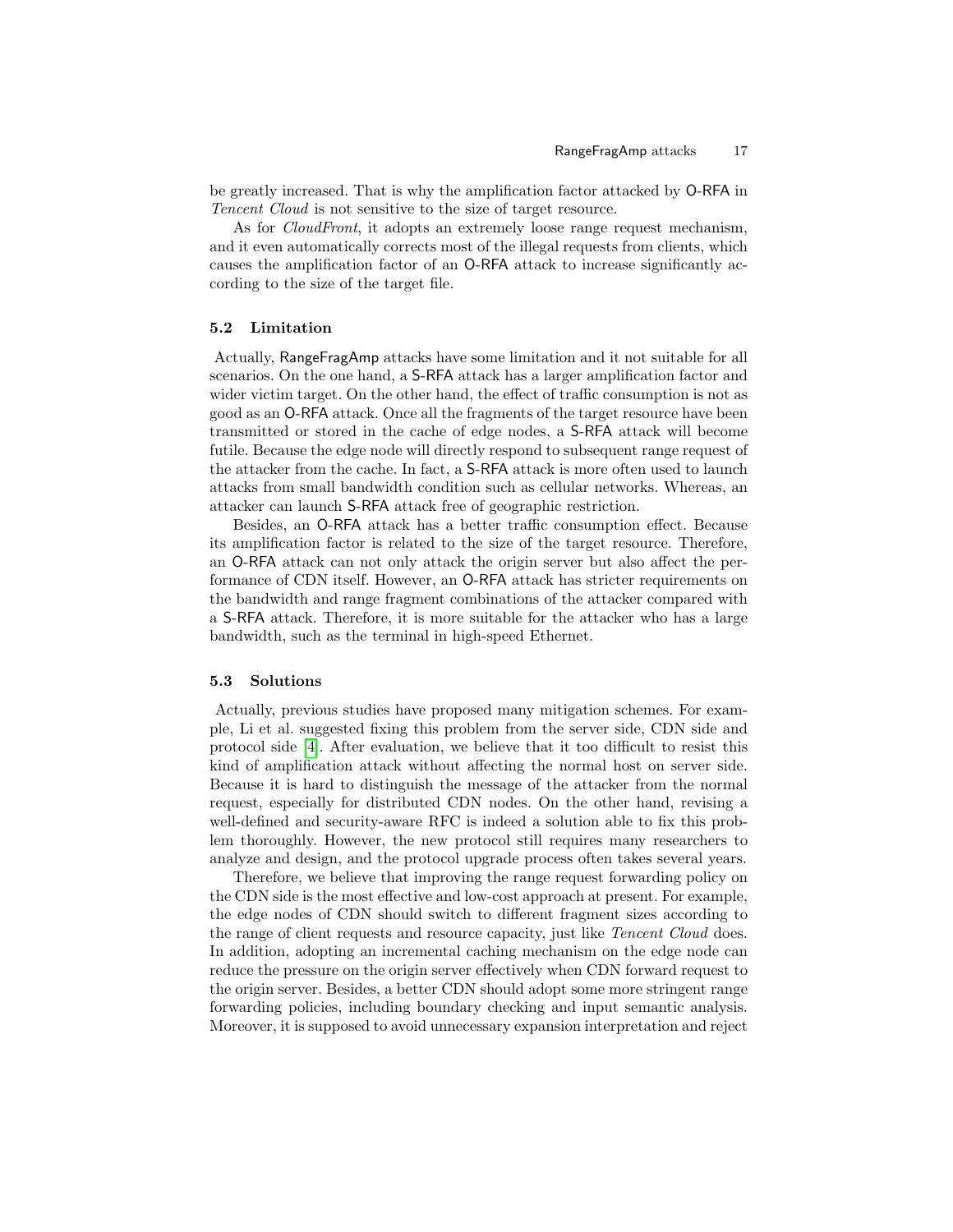be greatly increased. That is why the amplification factor attacked by O-RFA in *Tencent Cloud* is not sensitive to the size of target resource.

As for *CloudFront*, it adopts an extremely loose range request mechanism, and it even automatically corrects most of the illegal requests from clients, which causes the amplification factor of an O-RFA attack to increase significantly according to the size of the target file.

### 5.2 Limitation

Actually, RangeFragAmp attacks have some limitation and it not suitable for all scenarios. On the one hand, a S-RFA attack has a larger amplification factor and wider victim target. On the other hand, the effect of traffic consumption is not as good as an O-RFA attack. Once all the fragments of the target resource have been transmitted or stored in the cache of edge nodes, a S-RFA attack will become futile. Because the edge node will directly respond to subsequent range request of the attacker from the cache. In fact, a S-RFA attack is more often used to launch attacks from small bandwidth condition such as cellular networks. Whereas, an attacker can launch S-RFA attack free of geographic restriction.

Besides, an O-RFA attack has a better traffic consumption effect. Because its amplification factor is related to the size of the target resource. Therefore, an O-RFA attack can not only attack the origin server but also affect the performance of CDN itself. However, an O-RFA attack has stricter requirements on the bandwidth and range fragment combinations of the attacker compared with a S-RFA attack. Therefore, it is more suitable for the attacker who has a large bandwidth, such as the terminal in high-speed Ethernet.

### 5.3 Solutions

Actually, previous studies have proposed many mitigation schemes. For example, Li et al. suggested fixing this problem from the server side, CDN side and protocol side [4]. After evaluation, we believe that it too difficult to resist this kind of amplification attack without affecting the normal host on server side. Because it is hard to distinguish the message of the attacker from the normal request, especially for distributed CDN nodes. On the other hand, revising a well-defined and security-aware RFC is indeed a solution able to fix this problem thoroughly. However, the new protocol still requires many researchers to analyze and design, and the protocol upgrade process often takes several years.

Therefore, we believe that improving the range request forwarding policy on the CDN side is the most effective and low-cost approach at present. For example, the edge nodes of CDN should switch to different fragment sizes according to the range of client requests and resource capacity, just like *Tencent Cloud* does. In addition, adopting an incremental caching mechanism on the edge node can reduce the pressure on the origin server effectively when CDN forward request to the origin server. Besides, a better CDN should adopt some more stringent range forwarding policies, including boundary checking and input semantic analysis. Moreover, it is supposed to avoid unnecessary expansion interpretation and reject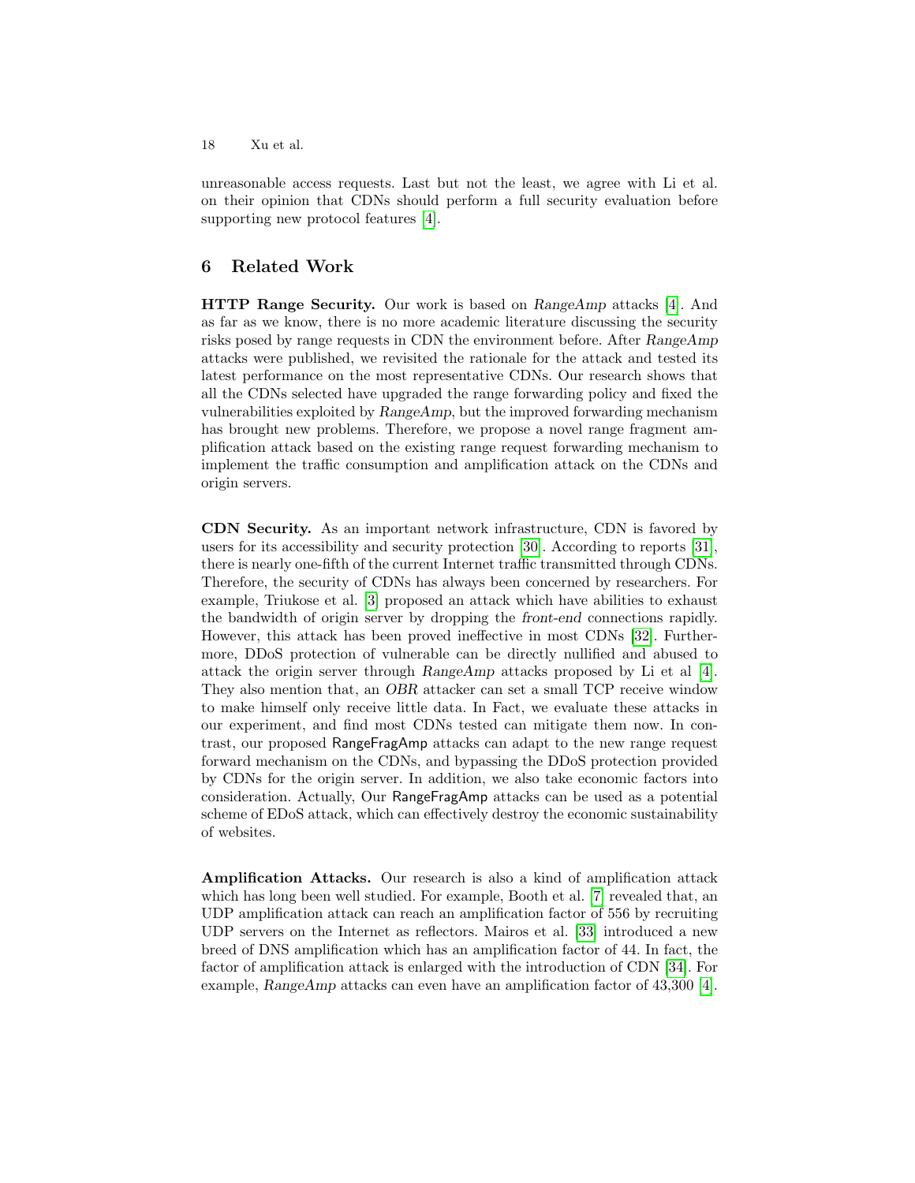unreasonable access requests. Last but not the least, we agree with Li et al. on their opinion that CDNs should perform a full security evaluation before supporting new protocol features [4].

## 6 Related Work

**HTTP Range Security.** Our work is based on *RangeAmp* attacks [4]. And as far as we know, there is no more academic literature discussing the security risks posed by range requests in CDN the environment before. After *RangeAmp* attacks were published, we revisited the rationale for the attack and tested its latest performance on the most representative CDNs. Our research shows that all the CDNs selected have upgraded the range forwarding policy and fixed the vulnerabilities exploited by *RangeAmp*, but the improved forwarding mechanism has brought new problems. Therefore, we propose a novel range fragment amplification attack based on the existing range request forwarding mechanism to implement the traffic consumption and amplification attack on the CDNs and origin servers.

**CDN Security.** As an important network infrastructure, CDN is favored by users for its accessibility and security protection [30]. According to reports [31], there is nearly one-fifth of the current Internet traffic transmitted through CDNs. Therefore, the security of CDNs has always been concerned by researchers. For example, Triukose et al. [3] proposed an attack which have abilities to exhaust the bandwidth of origin server by dropping the *front-end* connections rapidly. However, this attack has been proved ineffective in most CDNs [32]. Furthermore, DDoS protection of vulnerable can be directly nullified and abused to attack the origin server through *RangeAmp* attacks proposed by Li et al [4]. They also mention that, an *OBR* attacker can set a small TCP receive window to make himself only receive little data. In Fact, we evaluate these attacks in our experiment, and find most CDNs tested can mitigate them now. In contrast, our proposed RangeFragAmp attacks can adapt to the new range request forward mechanism on the CDNs, and bypassing the DDoS protection provided by CDNs for the origin server. In addition, we also take economic factors into consideration. Actually, Our RangeFragAmp attacks can be used as a potential scheme of EDoS attack, which can effectively destroy the economic sustainability of websites.

**Amplification Attacks.** Our research is also a kind of amplification attack which has long been well studied. For example, Booth et al. [7] revealed that, an UDP amplification attack can reach an amplification factor of 556 by recruiting UDP servers on the Internet as reflectors. Mairos et al. [33] introduced a new breed of DNS amplification which has an amplification factor of 44. In fact, the factor of amplification attack is enlarged with the introduction of CDN [34]. For example, *RangeAmp* attacks can even have an amplification factor of 43,300 [4].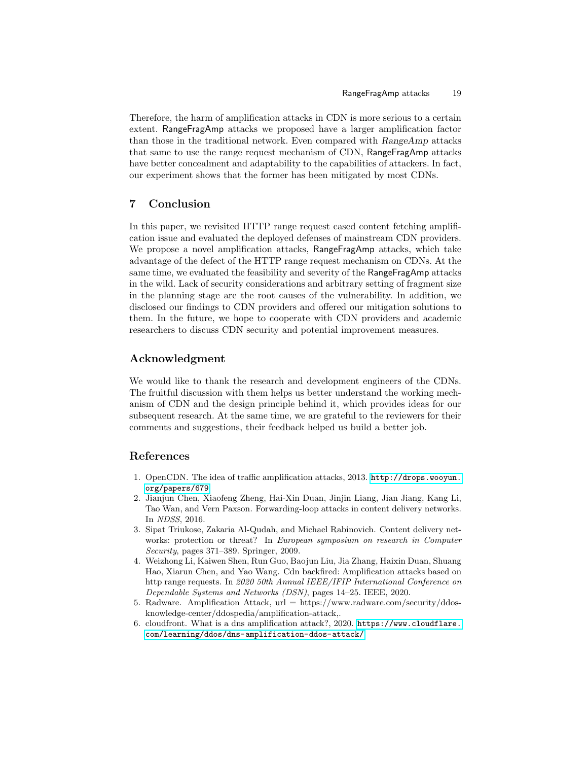Therefore, the harm of amplification attacks in CDN is more serious to a certain extent. RangeFragAmp attacks we proposed have a larger amplification factor than those in the traditional network. Even compared with *RangeAmp* attacks that same to use the range request mechanism of CDN, RangeFragAmp attacks have better concealment and adaptability to the capabilities of attackers. In fact, our experiment shows that the former has been mitigated by most CDNs.

## 7 Conclusion

In this paper, we revisited HTTP range request cased content fetching amplification issue and evaluated the deployed defenses of mainstream CDN providers. We propose a novel amplification attacks, RangeFragAmp attacks, which take advantage of the defect of the HTTP range request mechanism on CDNs. At the same time, we evaluated the feasibility and severity of the RangeFragAmp attacks in the wild. Lack of security considerations and arbitrary setting of fragment size in the planning stage are the root causes of the vulnerability. In addition, we disclosed our findings to CDN providers and offered our mitigation solutions to them. In the future, we hope to cooperate with CDN providers and academic researchers to discuss CDN security and potential improvement measures.

## Acknowledgment

We would like to thank the research and development engineers of the CDNs. The fruitful discussion with them helps us better understand the working mechanism of CDN and the design principle behind it, which provides ideas for our subsequent research. At the same time, we are grateful to the reviewers for their comments and suggestions, their feedback helped us build a better job.

## References

1. OpenCDN. The idea of traffic amplification attacks, 2013. http://drops.wooyun.org/papers/679
2. Jianjun Chen, Xiaofeng Zheng, Hai-Xin Duan, Jinjin Liang, Jian Jiang, Kang Li, Tao Wan, and Vern Paxson. Forwarding-loop attacks in content delivery networks. In *NDSS*, 2016.
3. Sipat Triukose, Zakaria Al-Qudah, and Michael Rabinovich. Content delivery networks: protection or threat? In *European symposium on research in Computer Security*, pages 371–389. Springer, 2009.
4. Weizhong Li, Kaiwen Shen, Run Guo, Baojun Liu, Jia Zhang, Haixin Duan, Shuang Hao, Xiarun Chen, and Yao Wang. Cdn backfired: Amplification attacks based on http range requests. In *2020 50th Annual IEEE/IFIP International Conference on Dependable Systems and Networks (DSN)*, pages 14–25. IEEE, 2020.
5. Radware. Amplification Attack, url = https://www.radware.com/security/ddos-knowledge-center/ddospedia/amplification-attack,.
6. cloudfront. What is a dns amplification attack?, 2020. https://www.cloudflare.com/learning/ddos/dns-amplification-ddos-attack/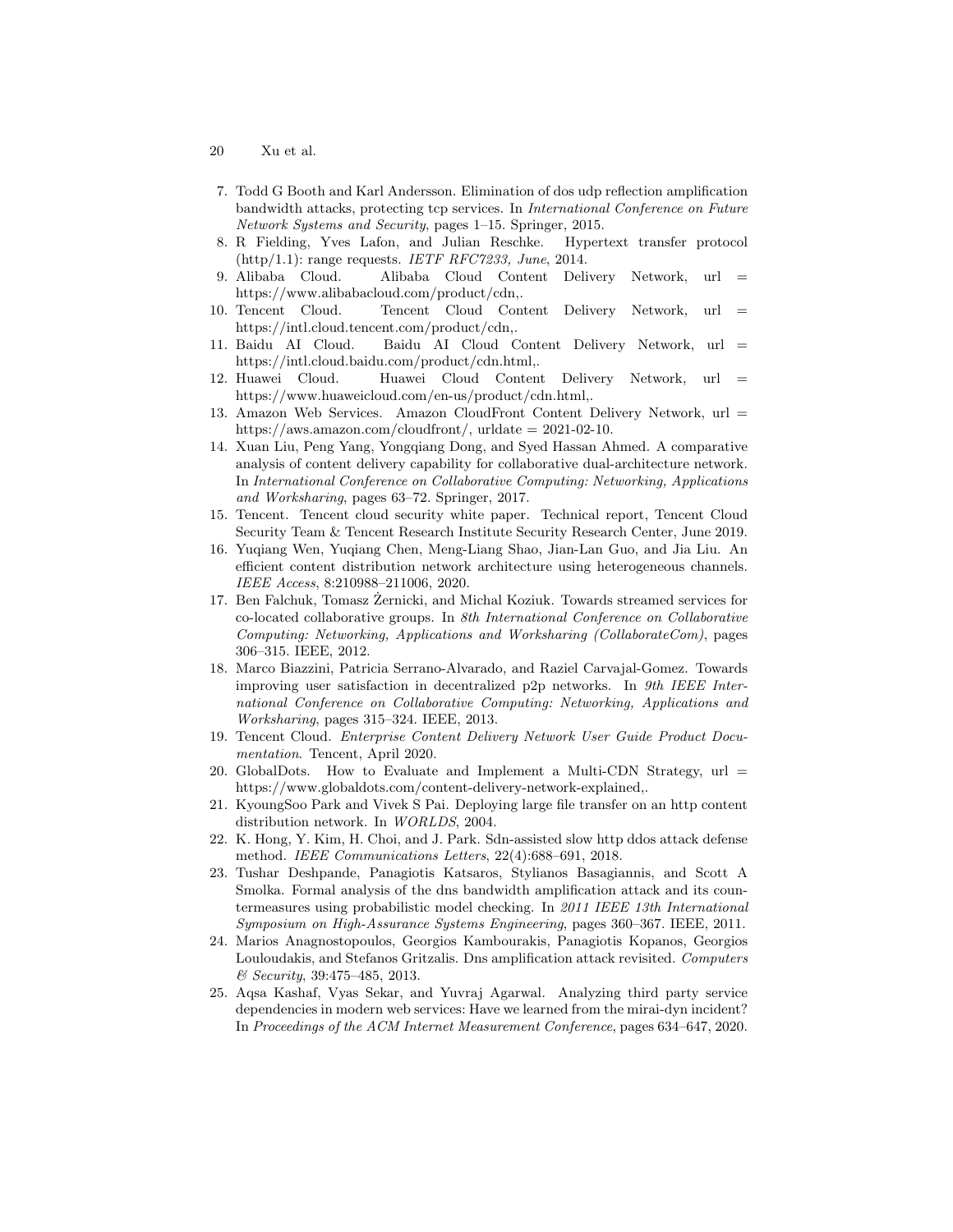7. Todd G Booth and Karl Andersson. Elimination of dos udp reflection amplification bandwidth attacks, protecting tcp services. In *International Conference on Future Network Systems and Security*, pages 1–15. Springer, 2015.
8. R Fielding, Yves Lafon, and Julian Reschke. Hypertext transfer protocol (http/1.1): range requests. *IETF RFC7233, June*, 2014.
9. Alibaba Cloud. Alibaba Cloud Content Delivery Network, url = https://www.alibabacloud.com/product/cdn,.
10. Tencent Cloud. Tencent Cloud Content Delivery Network, url = https://intl.cloud.tencent.com/product/cdn,.
11. Baidu AI Cloud. Baidu AI Cloud Content Delivery Network, url = https://intl.cloud.baidu.com/product/cdn.html,.
12. Huawei Cloud. Huawei Cloud Content Delivery Network, url = https://www.huaweicloud.com/en-us/product/cdn.html,.
13. Amazon Web Services. Amazon CloudFront Content Delivery Network, url = https://aws.amazon.com/cloudfront/, urldate = 2021-02-10.
14. Xuan Liu, Peng Yang, Yongqiang Dong, and Syed Hassan Ahmed. A comparative analysis of content delivery capability for collaborative dual-architecture network. In *International Conference on Collaborative Computing: Networking, Applications and Worksharing*, pages 63–72. Springer, 2017.
15. Tencent. Tencent cloud security white paper. Technical report, Tencent Cloud Security Team & Tencent Research Institute Security Research Center, June 2019.
16. Yuqiang Wen, Yuqiang Chen, Meng-Liang Shao, Jian-Lan Guo, and Jia Liu. An efficient content distribution network architecture using heterogeneous channels. *IEEE Access*, 8:210988–211006, 2020.
17. Ben Falchuk, Tomasz Żernicki, and Michal Koziuk. Towards streamed services for co-located collaborative groups. In *8th International Conference on Collaborative Computing: Networking, Applications and Worksharing (CollaborateCom)*, pages 306–315. IEEE, 2012.
18. Marco Biazzini, Patricia Serrano-Alvarado, and Raziel Carvajal-Gomez. Towards improving user satisfaction in decentralized p2p networks. In *9th IEEE International Conference on Collaborative Computing: Networking, Applications and Worksharing*, pages 315–324. IEEE, 2013.
19. Tencent Cloud. *Enterprise Content Delivery Network User Guide Product Documentation*. Tencent, April 2020.
20. GlobalDots. How to Evaluate and Implement a Multi-CDN Strategy, url = https://www.globaldots.com/content-delivery-network-explained,.
21. KyoungSoo Park and Vivek S Pai. Deploying large file transfer on an http content distribution network. In *WORLDS*, 2004.
22. K. Hong, Y. Kim, H. Choi, and J. Park. Sdn-assisted slow http ddos attack defense method. *IEEE Communications Letters*, 22(4):688–691, 2018.
23. Tushar Deshpande, Panagiotis Katsaros, Stylianos Basagiannis, and Scott A Smolka. Formal analysis of the dns bandwidth amplification attack and its countermeasures using probabilistic model checking. In *2011 IEEE 13th International Symposium on High-Assurance Systems Engineering*, pages 360–367. IEEE, 2011.
24. Marios Anagnostopoulos, Georgios Kambourakis, Panagiotis Kopanos, Georgios Louloudakis, and Stefanos Gritzalis. Dns amplification attack revisited. *Computers & Security*, 39:475–485, 2013.
25. Aqsa Kashaf, Vyas Sekar, and Yuvraj Agarwal. Analyzing third party service dependencies in modern web services: Have we learned from the mirai-dyn incident? In *Proceedings of the ACM Internet Measurement Conference*, pages 634–647, 2020.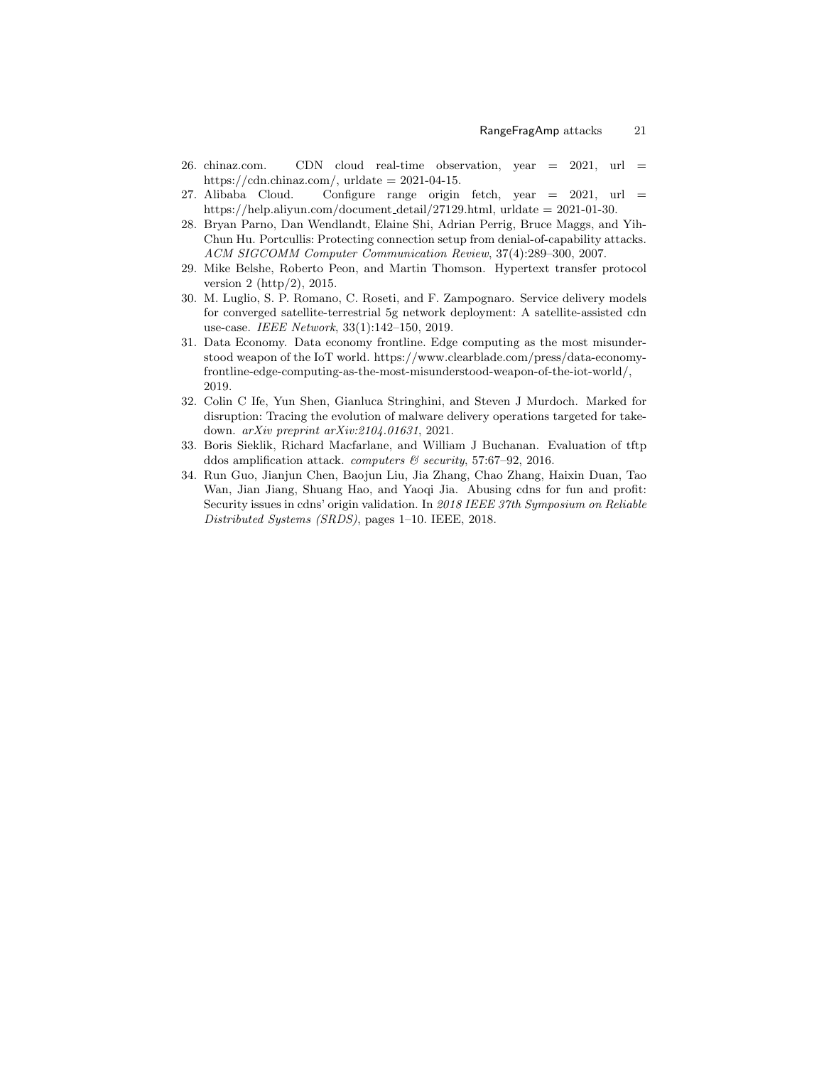26. chinaz.com. CDN cloud real-time observation, year = 2021, url = https://cdn.chinaz.com/, urldate = 2021-04-15.
27. Alibaba Cloud. Configure range origin fetch, year = 2021, url = https://help.aliyun.com/document_detail/27129.html, urldate = 2021-01-30.
28. Bryan Parno, Dan Wendlandt, Elaine Shi, Adrian Perrig, Bruce Maggs, and Yih-Chun Hu. Portcullis: Protecting connection setup from denial-of-capability attacks. *ACM SIGCOMM Computer Communication Review*, 37(4):289–300, 2007.
29. Mike Belshe, Roberto Peon, and Martin Thomson. Hypertext transfer protocol version 2 (http/2), 2015.
30. M. Luglio, S. P. Romano, C. Roseti, and F. Zampognaro. Service delivery models for converged satellite-terrestrial 5g network deployment: A satellite-assisted cdn use-case. *IEEE Network*, 33(1):142–150, 2019.
31. Data Economy. Data economy frontline. Edge computing as the most misunderstood weapon of the IoT world. https://www.clearblade.com/press/data-economy-frontline-edge-computing-as-the-most-misunderstood-weapon-of-the-iot-world/, 2019.
32. Colin C Ife, Yun Shen, Gianluca Stringhini, and Steven J Murdoch. Marked for disruption: Tracing the evolution of malware delivery operations targeted for takedown. *arXiv preprint arXiv:2104.01631*, 2021.
33. Boris Sieklik, Richard Macfarlane, and William J Buchanan. Evaluation of tftp ddos amplification attack. *computers & security*, 57:67–92, 2016.
34. Run Guo, Jianjun Chen, Baojun Liu, Jia Zhang, Chao Zhang, Haixin Duan, Tao Wan, Jian Jiang, Shuang Hao, and Yaoqi Jia. Abusing cdns for fun and profit: Security issues in cdns' origin validation. In *2018 IEEE 37th Symposium on Reliable Distributed Systems (SRDS)*, pages 1–10. IEEE, 2018.